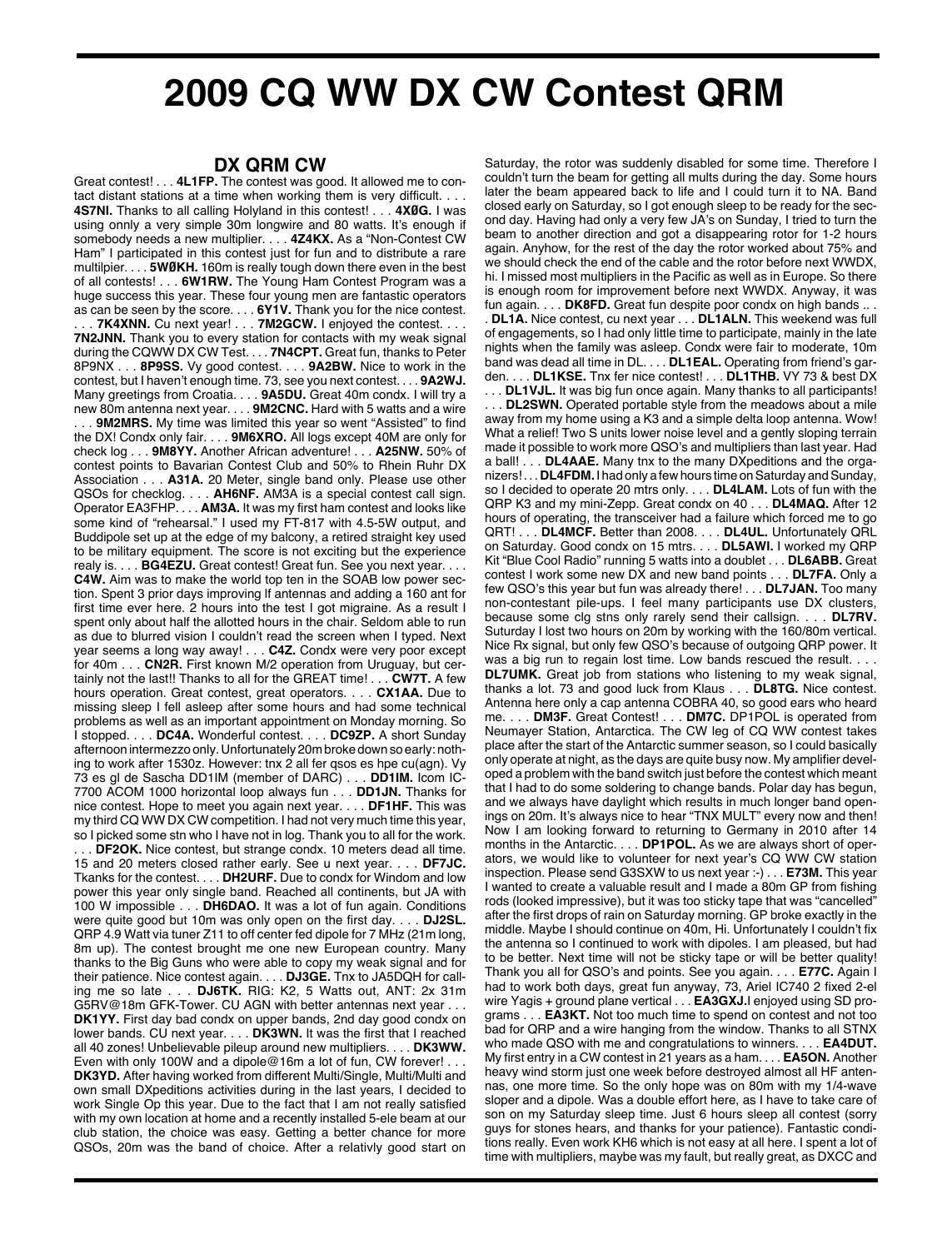# 2009 CQ WW DX CW Contest QRM

## DX QRM CW

Great contest! . . . **4L1FP.** The contest was good. It allowed me to contact distant stations at a time when working them is very difficult. . . . **4S7NI.** Thanks to all calling Holyland in this contest! . . . **4XØG.** I was using onnly a very simple 30m longwire and 80 watts. It's enough if somebody needs a new multiplier. . . . **4Z4KX.** As a "Non-Contest CW Ham" I participated in this contest just for fun and to distribute a rare multilpier. . . . **5WØKH.** 160m is really tough down there even in the best of all contests! . . . **6W1RW.** The Young Ham Contest Program was a huge success this year. These four young men are fantastic operators as can be seen by the score. . . . **6Y1V.** Thank you for the nice contest. . . . **7K4XNN.** Cu next year! . . . **7M2GCW.** I enjoyed the contest. . . . **7N2JNN.** Thank you to every station for contacts with my weak signal during the CQWW DX CW Test. . . . **7N4CPT.** Great fun, thanks to Peter 8P9NX . . . **8P9SS.** Vy good contest. . . . **9A2BW.** Nice to work in the contest, but I haven't enough time. 73, see you next contest. . . . **9A2WJ.** Many greetings from Croatia. . . . **9A5DU.** Great 40m condx. I will try a new 80m antenna next year. . . . **9M2CNC.** Hard with 5 watts and a wire . . . **9M2MRS.** My time was limited this year so went "Assisted" to find the DX! Condx only fair. . . . **9M6XRO.** All logs except 40M are only for check log . . . **9M8YY.** Another African adventure! . . . **A25NW.** 50% of contest points to Bavarian Contest Club and 50% to Rhein Ruhr DX Association . . . **A31A.** 20 Meter, single band only. Please use other QSOs for checklog. . . . **AM3A.** AM3A is a special contest call sign. Operator EA3FHP. . . . **AM3A.** It was my first ham contest and looks like some kind of "rehearsal." I used my FT-817 with 4.5-5W output, and Buddipole set up at the edge of my balcony, a retired straight key used to be military equipment. The score is not exciting but the experience realy is. . . . **BG4EZU.** Great contest! Great fun. See you next year. . . . **C4W.** Aim was to make the world top ten in the SOAB low power section. Spent 3 prior days improving lf antennas and adding a 160 ant for first time ever here. 2 hours into the test I got migraine. As a result I spent only about half the allotted hours in the chair. Seldom able to run as due to blurred vision I couldn't read the screen when I typed. Next year seems a long way away! . . . **C4Z.** Condx were very poor except for 40m . . . **CN2R.** First known M/2 operation from Uruguay, but certainly not the last!! Thanks to all for the GREAT time! . . . **CW7T.** A few hours operation. Great contest, great operators. . . . **CX1AA.** Due to missing sleep I fell asleep after some hours and had some technical problems as well as an important appointment on Monday morning. So I stopped. . . . **DC4A.** Wonderful contest. . . . **DC9ZP.** A short Sunday afternoon intermezzo only. Unfortunately 20m broke down so early: nothing to work after 1530z. However: tnx 2 all fer qsos es hpe cu(agn). Vy 73 es gl de Sascha DD1IM (member of DARC) . . . **DD1IM.** Icom IC-7700 ACOM 1000 horizontal loop always fun . . . **DD1JN.** Thanks for nice contest. Hope to meet you again next year. . . . **DF1HF.** This was my third CQ WW DX CW competition. I had not very much time this year, so I picked some stn who I have not in log. Thank you to all for the work. . . . **DF2OK.** Nice contest, but strange condx. 10 meters dead all time. 15 and 20 meters closed rather early. See u next year. . . . **DF7JC.** Tkanks for the contest. . . . **DH2URF.** Due to condx for Windom and low power this year only single band. Reached all continents, but JA with 100 W impossible . . . **DH6DAO.** It was a lot of fun again. Conditions were quite good but 10m was only open on the first day. . . . **DJ2SL.** QRP 4.9 Watt via tuner Z11 to off center fed dipole for 7 MHz (21m long, 8m up). The contest brought me one new European country. Many thanks to the Big Guns who were able to copy my weak signal and for their patience. Nice contest again. . . . **DJ3GE.** Tnx to JA5DQH for calling me so late . . . **DJ6TK.** RIG: K2, 5 Watts out, ANT: 2x 31m G5RV@18m GFK-Tower. CU AGN with better antennas next year . . . **DK1YY.** First day bad condx on upper bands, 2nd day good condx on lower bands. CU next year. . . . **DK3WN.** It was the first that I reached all 40 zones! Unbelievable pileup around new multipliers. . . . **DK3WW.** Even with only 100W and a dipole@16m a lot of fun, CW forever! . . . **DK3YD.** After having worked from different Multi/Single, Multi/Multi and own small DXpeditions activities during in the last years, I decided to work Single Op this year. Due to the fact that I am not really satisfied with my own location at home and a recently installed 5-ele beam at our club station, the choice was easy. Getting a better chance for more QSOs, 20m was the band of choice. After a relativly good start on Saturday, the rotor was suddenly disabled for some time. Therefore I couldn't turn the beam for getting all mults during the day. Some hours later the beam appeared back to life and I could turn it to NA. Band closed early on Saturday, so I got enough sleep to be ready for the second day. Having had only a very few JA's on Sunday, I tried to turn the beam to another direction and got a disappearing rotor for 1-2 hours again. Anyhow, for the rest of the day the rotor worked about 75% and we should check the end of the cable and the rotor before next WWDX, hi. I missed most multipliers in the Pacific as well as in Europe. So there is enough room for improvement before next WWDX. Anyway, it was fun again. . . . **DK8FD.** Great fun despite poor condx on high bands .. . . **DL1A.** Nice contest, cu next year . . . **DL1ALN.** This weekend was full of engagements, so I had only little time to participate, mainly in the late nights when the family was asleep. Condx were fair to moderate, 10m band was dead all time in DL. . . . **DL1EAL.** Operating from friend's garden. . . . **DL1KSE.** Tnx fer nice contest! . . . **DL1THB.** VY 73 & best DX . . . **DL1VJL.** It was big fun once again. Many thanks to all participants! . . . **DL2SWN.** Operated portable style from the meadows about a mile away from my home using a K3 and a simple delta loop antenna. Wow! What a relief! Two S units lower noise level and a gently sloping terrain made it possible to work more QSO's and multipliers than last year. Had a ball! . . . **DL4AAE.** Many tnx to the many DXpeditions and the organizers! . . . **DL4FDM.** I had only a few hours time on Saturday and Sunday, so I decided to operate 20 mtrs only. . . . **DL4LAM.** Lots of fun with the QRP K3 and my mini-Zepp. Great condx on 40 . . . **DL4MAQ.** After 12 hours of operating, the transceiver had a failure which forced me to go QRT! . . . **DL4MCF.** Better than 2008. . . . **DL4UL.** Unfortunately QRL on Saturday. Good condx on 15 mtrs. . . . **DL5AWI.** I worked my QRP Kit "Blue Cool Radio" running 5 watts into a doublet . . . **DL6ABB.** Great contest I work some new DX and new band points . . . **DL7FA.** Only a few QSO's this year but fun was already there! . . . **DL7JAN.** Too many non-contestant pile-ups. I feel many participants use DX clusters, because some clg stns only rarely send their callsign. . . . **DL7RV.** Suturday I lost two hours on 20m by working with the 160/80m vertical. Nice Rx signal, but only few QSO's because of outgoing QRP power. It was a big run to regain lost time. Low bands rescued the result. . . . **DL7UMK.** Great job from stations who listening to my weak signal, thanks a lot. 73 and good luck from Klaus . . . **DL8TG.** Nice contest. Antenna here only a cap antenna COBRA 40, so good ears who heard me. . . . **DM3F.** Great Contest! . . . **DM7C.** DP1POL is operated from Neumayer Station, Antarctica. The CW leg of CQ WW contest takes place after the start of the Antarctic summer season, so I could basically only operate at night, as the days are quite busy now. My amplifier developed a problem with the band switch just before the contest which meant that I had to do some soldering to change bands. Polar day has begun, and we always have daylight which results in much longer band openings on 20m. It's always nice to hear "TNX MULT" every now and then! Now I am looking forward to returning to Germany in 2010 after 14 months in the Antarctic. . . . **DP1POL.** As we are always short of operators, we would like to volunteer for next year's CQ WW CW station inspection. Please send G3SXW to us next year :-) . . . **E73M.** This year I wanted to create a valuable result and I made a 80m GP from fishing rods (looked impressive), but it was too sticky tape that was "cancelled" after the first drops of rain on Saturday morning. GP broke exactly in the middle. Maybe I should continue on 40m, Hi. Unfortunately I couldn't fix the antenna so I continued to work with dipoles. I am pleased, but had to be better. Next time will not be sticky tape or will be better quality! Thank you all for QSO's and points. See you again. . . . **E77C.** Again I had to work both days, great fun anyway, 73, Ariel IC740 2 fixed 2-el wire Yagis + ground plane vertical . . . **EA3GXJ.** I enjoyed using SD programs . . . **EA3KT.** Not too much time to spend on contest and not too bad for QRP and a wire hanging from the window. Thanks to all STNX who made QSO with me and congratulations to winners. . . . **EA4DUT.** My first entry in a CW contest in 21 years as a ham. . . . **EA5ON.** Another heavy wind storm just one week before destroyed almost all HF antennas, one more time. So the only hope was on 80m with my 1/4-wave sloper and a dipole. Was a double effort here, as I have to take care of son on my Saturday sleep time. Just 6 hours sleep all contest (sorry guys for stones hears, and thanks for your patience). Fantastic conditions really. Even work KH6 which is not easy at all here. I spent a lot of time with multipliers, maybe was my fault, but really great, as DXCC and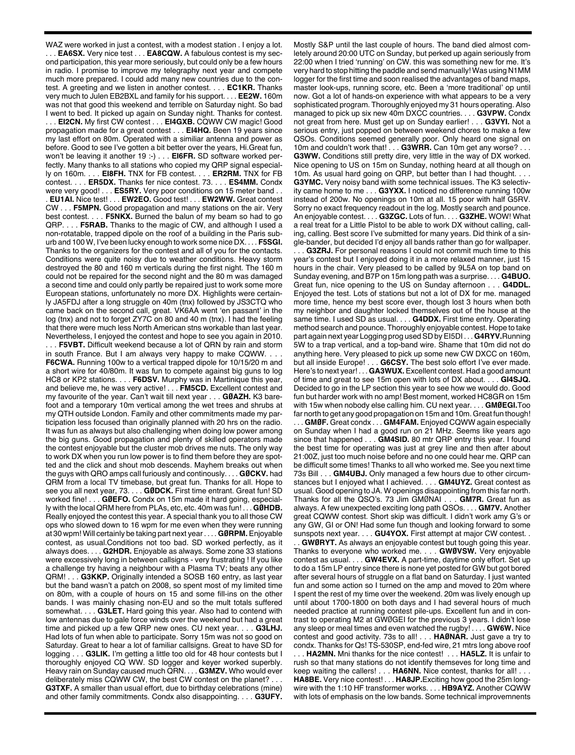WAZ were worked in just a contest, with a modest station . I enjoy a lot. . . . **EA6SX.** Very nice test . . . **EA8CQW.** A fabulous contest is my second participation, this year more seriously, but could only be a few hours in radio. I promise to improve my telegraphy next year and compete much more prepared. I could add many new countries due to the contest. A greeting and we listen in another contest. . . . **EC1KR.** Thanks very much to Julen EB2BXL and family for his support. . . . **EE2W.** 160m was not that good this weekend and terrible on Saturday night. So bad I went to bed. It picked up again on Sunday night. Thanks for contest. . . . **EI2CN.** My first CW contest . . . **EI4GXB.** CQWW CW magic! Good propagation made for a great contest . . . **EI4HQ.** Been 19 years since my last effort on 80m. Operated with a similiar antenna and power as before. Good to see I've gotten a bit better over the years, Hi.Great fun, won't be leaving it another 19 :-) . . . **EI6FR.** SD software worked perfectly. Many thanks to all stations who copied my QRP signal especially on 160m. . . . **EI8FH.** TNX for FB contest. . . . **ER2RM.** TNX for FB contest. . . . **ER5DX.** Thanks fer nice contest. 73. . . . **ES4MM.** Condx were very good! . . . **ES5RY.** Very poor conditions on 15 meter band . . . **EU1AI.** Nice test! . . . **EW2EO.** Good test! . . . **EW2WW.** Great contest CW . . . **F5MPN.** Good propagation and many stations on the air. Very best contest. . . . **F5NKX.** Burned the balun of my beam so had to go QRP. . . . **F5RAB.** Thanks to the magic of CW, and although I used a non-rotatable, trapped dipole on the roof of a building in the Paris suburb and 100 W, I've been lucky enough to work some nice DX. . . . **F5SGI.** Thanks to the organizers for the contest and all of you for the contacts. Conditions were quite noisy due to weather conditions. Heavy storm destroyed the 80 and 160 m verticals during the first night. The 160 m could not be repaired for the second night and the 80 m was damaged a second time and could only partly be repaired just to work some more European stations, unfortunately no more DX. Highlights were certainly JA5FDJ after a long struggle on 40m (tnx) followed by JS3CTQ who came back on the second call, great. VK6AA went 'en passant' in the log (tnx) and not to forget ZY7C on 80 and 40 m (tnx). I had the feeling that there were much less North American stns workable than last year. Nevertheless, I enjoyed the contest and hope to see you again in 2010. . . . **F5VBT.** Difficult weekend because a lot of QRN by rain and storm in south France. But I am always very happy to make CQWW. . . . **F6CWA.** Running 100w to a vertical trapped dipole for 10/15/20 m and a short wire for 40/80m. It was fun to compete against big guns to log HC8 or KP2 stations. . . . **F6DSV.** Murphy was in Martinique this year, and believe me, he was very active! . . . **FM5CD.** Excellent contest and my favourite of the year. Can't wait till next year . . . **GØAZH.** K3 barefoot and a temporary 10m vertical among the wet trees and shrubs at my QTH outside London. Family and other commitments made my participation less focused than originally planned with 20 hrs on the radio. It was fun as always but also challenging when doing low power among the big guns. Good propagation and plenty of skilled operators made the contest enjoyable but the cluster mob drives me nuts. The only way to work DX when you run low power is to find them before they are spotted and the click and shout mob descends. Mayhem breaks out when the guys with QRO amps call furiously and continously. . . . **GØCKV.** had QRM from a local TV timebase, but great fun. Thanks for all. Hope to see you all next year, 73. . . . **GØDCK.** First time entrant. Great fun! SD worked fine! . . . **GØEFO.** Condx on 15m made it hard going, especially with the local QRM here from PLAs, etc, etc. 40m was fun! . . . **GØHDB.** Really enjoyed the contest this year. A special thank you to all those CW ops who slowed down to 16 wpm for me even when they were running at 30 wpm! Will certainly be taking part next year . . . . **GØRPM.** Enjoyable contest, as usual.Conditions not too bad. SD worked perfectly, as it always does. . . . **G2HDR.** Enjoyable as always. Some zone 33 stations were excessively long in between callsigns - very frustrating ! If you like a challenge try having a neighbour with a Plasma TV; beats any other QRM! . . . **G3KKP.** Originally intended a SOSB 160 entry, as last year but the band wasn't a patch on 2008, so spent most of my limited time on 80m, with a couple of hours on 15 and some fill-ins on the other bands. I was mainly chasing non-EU and so the mult totals suffered somewhat. . . . **G3LET.** Hard going this year. Also had to contend with low antennas due to gale force winds over the weekend but had a great time and picked up a few QRP new ones. CU next year. . . . **G3LHJ.** Had lots of fun when able to participate. Sorry 15m was not so good on Saturday. Great to hear a lot of familiar callsigns. Great to have SD for logging . . . **G3LIK.** I'm getting a little too old for 48 hour contests but I thoroughly enjoyed CQ WW. SD logger and keyer worked superbly. Heavy rain on Sunday caused much QRN. . . . **G3MZV.** Who would ever deliberately miss CQWW CW, the best CW contest on the planet? . . . **G3TXF.** A smaller than usual effort, due to birthday celebrations (mine) and other family commitments. Condx also disappointing. . . . **G3UFY.** Mostly S&P until the last couple of hours. The band died almost completely around 20:00 UTC on Sunday, but perked up again seriously from 22:00 when I tried 'running' on CW. this was something new for me. It's very hard to stop hitting the paddle and send manually! Was using N1MM logger for the first time and soon realised the advantages of band maps, master look-ups, running score, etc. Been a 'more traditional' op until now. Got a lot of hands-on experience with what appears to be a very sophisticated program. Thoroughly enjoyed my 31 hours operating. Also managed to pick up six new 40m DXCC countries. . . . **G3VPW.** Condx not great from here. Must get up on Sunday earlier! . . . **G3VYI.** Not a serious entry, just popped on between weekend chores to make a few QSOs. Conditions seemed generally poor. Only heard one signal on 10m and couldn't work that! . . . **G3WRR.** Can 10m get any worse? . . . **G3WW.** Conditions still pretty dire, very little in the way of DX worked. Nice opening to US on 15m on Sunday, nothing heard at all though on 10m. As usual hard going on QRP, but better than I had thought. . . . **G3YMC.** Very noisy band with some technical issues. The K3 selectivity came home to me . . . **G3YXX.** I noticed no difference running 100w instead of 200w. No openings on 10m at all. 15 poor with half G5RV. Sorry no exact frequency readout in the log. Mostly search and pounce. An enjoyable contest. . . . **G3ZGC.** Lots of fun. . . . **G3ZHE.** WOW! What a real treat for a Little Pistol to be able to work DX without calling, calling, calling. Best score I've submitted for many years. Did think of a single-bander, but decided I'd enjoy all bands rather than go for wallpaper. . . . **G3ZRJ.** For personal reasons I could not commit much time to this year's contest but I enjoyed doing it in a more relaxed manner, just 15 hours in the chair. Very pleased to be called by 9L5A on top band on Sunday evening, and B7P on 15m long path was a surprise. . . . **G4BUO.** Great fun, nice opening to the US on Sunday afternoon . . . **G4DDL.** Enjoyed the test. Lots of stations but not a lot of DX for me. managed more time, hence my best score ever, though lost 3 hours when both my neighbor and daughter locked themselves out of the house at the same time. I used SD as usual. . . . **G4DDX.** First time entry. Operating method search and pounce. Thoroughly enjoyable contest. Hope to take part again next year Logging prog used SD by EI5DI . . . **G4RYV.**Running 5W to a trap vertical, and a top-band wire. Shame that 10m did not do anything here. Very pleased to pick up some new CW DXCC on 160m, but all inside Europe! . . . **G6CSY.** The best solo effort I've ever made. Here's to next year! . . . **GA3WUX.** Excellent contest. Had a good amount of time and great to see 15m open with lots of DX about. . . . **GI4SJQ.** Decided to go in the LP section this year to see how we would do. Good fun but harder work with no amp! Best moment, worked HC8GR on 15m with 15w when nobody else calling him. CU next year. . . . **GMØEGI.**Too far north to get any good propagation on 15m and 10m. Great fun though! . . . **GMØF.** Great condx . . . **GM4FAM.** Enjoyed CQWW again especially on Sunday when I had a good run on 21 MHz. Seems like years ago since that happened . . . **GM4SID.** 80 mtr QRP entry this year. I found the best time for operating was just at grey line and then after about 21:00Z, just too much noise before and no one could hear me. QRP can be difficult some times! Thanks to all who worked me. See you next time 73s Bill . . . **GM4UBJ.** Only managed a few hours due to other circumstances but I enjoyed what I achieved. . . . **GM4UYZ.** Great contest as usual. Good opening to JA. W openings disappointing from this far north. Thanks for all the QSO's. 73 Jim GMØNAI . . . **GM7R.** Great fun as always. A few unexpected exciting long path QSOs. . . . **GM7V.** Another great CQWW contest. Short skip was difficult. I didn't work amy G's or any GW, GI or ON! Had some fun though and looking forward to some sunspots next year. . . . **GU4YOX.** First attempt at major CW contest. . . . **GWØRYT.** As always an enjoyable contest but tough going this year. Thanks to everyone who worked me. . . . **GWØVSW.** Very enjoyable contest as usual. . . . **GW4EVX.** A part-time, daytime only effort. Set up to do a 15m LP entry since there is none yet posted for GW but got bored after several hours of struggle on a flat band on Saturday. I just wanted fun and some action so I turned on the amp and moved to 20m where I spent the rest of my time over the weekend. 20m was lively enough up until about 1700-1800 on both days and I had several hours of much needed practice at running contest pile-ups. Excellent fun and in contrast to operating M2 at GWØGEI for the previous 3 years. I didn't lose any sleep or meal times and even watched the rugby! . . . . **GW6W.** Nice contest and good activity. 73s to all! . . . **HAØNAR.** Just gave a try to condx. Thanks for Qs! TS-530SP, end-fed wire, 21 mtrs long above roof . . . **HA2MN.** Mni thanks for the nice contest! . . . **HA5LZ.** It is unfair to rush so that many stations do not identify themseves for long time and keep waiting the callers! . . . **HA6NN.** Nice contest, thanks for all! . . . **HA8BE.** Very nice contest! . . . **HA8JP.**Exciting how good the 25m longwire with the 1:10 HF transformer works. . . . **HB9AYZ.** Another CQWW with lots of emphasis on the low bands. Some technical improvemnents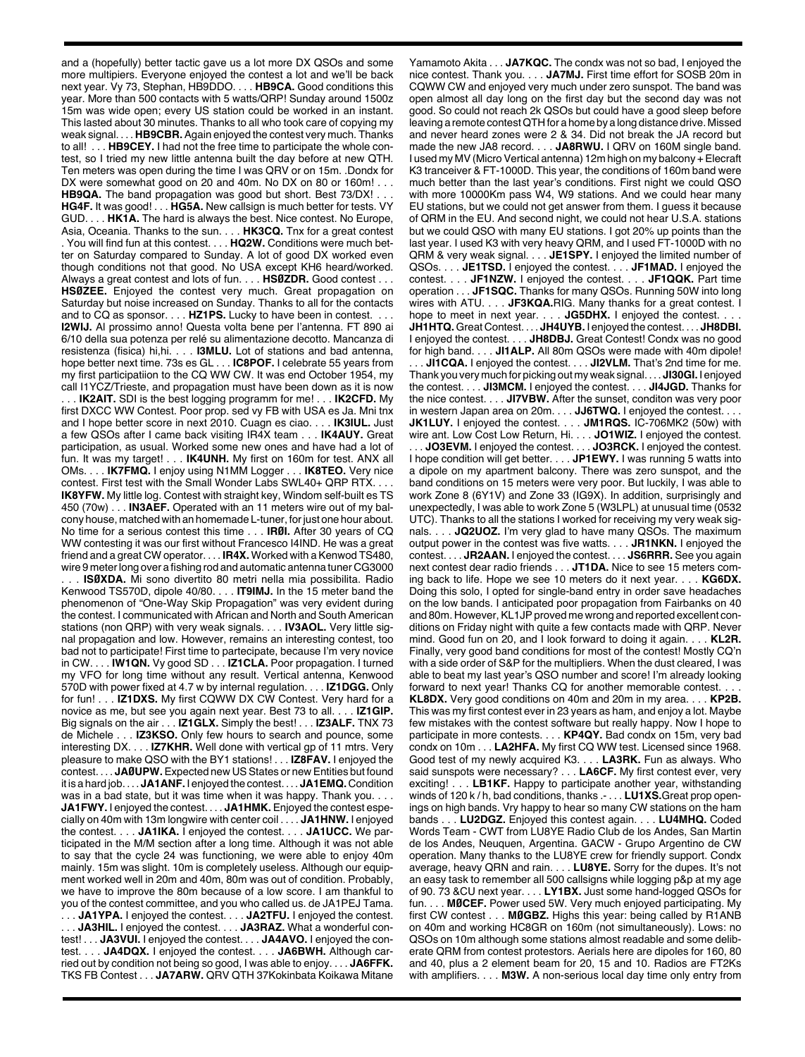and a (hopefully) better tactic gave us a lot more DX QSOs and some more multipiers. Everyone enjoyed the contest a lot and we'll be back next year. Vy 73, Stephan, HB9DDO. . . . **HB9CA.** Good conditions this year. More than 500 contacts with 5 watts/QRP! Sunday around 1500z 15m was wide open; every US station could be worked in an instant. This lasted about 30 minutes. Thanks to all who took care of copying my weak signal. . . . **HB9CBR.** Again enjoyed the contest very much. Thanks to all! . . . **HB9CEY.** I had not the free time to participate the whole contest, so I tried my new little antenna built the day before at new QTH. Ten meters was open during the time I was QRV or on 15m. .Dondx for DX were somewhat good on 20 and 40m. No DX on 80 or 160m! . . . **HB9QA.** The band propagation was good but short. Best 73/DX! . . . **HG4F.** It was good! . . . **HG5A.** New callsign is much better for tests. VY GUD. . . . **HK1A.** The hard is always the best. Nice contest. No Europe, Asia, Oceania. Thanks to the sun. . . . **HK3CQ.** Tnx for a great contest . You will find fun at this contest. . . . **HQ2W.** Conditions were much better on Saturday compared to Sunday. A lot of good DX worked even though conditions not that good. No USA except KH6 heard/worked. Always a great contest and lots of fun. . . . **HSØZDR.** Good contest . . . **HSØZEE.** Enjoyed the contest very much. Great propagation on Saturday but noise increased on Sunday. Thanks to all for the contacts and to CQ as sponsor. . . . **HZ1PS.** Lucky to have been in contest. . . . **I2WIJ.** Al prossimo anno! Questa volta bene per l'antenna. FT 890 ai 6/10 della sua potenza per relé su alimentazione decotto. Mancanza di resistenza (fisica) hi,hi. . . . **I3MLU.** Lot of stations and bad antenna, hope better next time. 73s es GL . . . **IC8POF.** I celebrate 55 years from my first participatiion to the CQ WW CW. It was end October 1954, my call I1YCZ/Trieste, and propagation must have been down as it is now . . . **IK2AIT.** SDI is the best logging programm for me! . . . **IK2CFD.** My first DXCC WW Contest. Poor prop. sed vy FB with USA es Ja. Mni tnx and I hope better score in next 2010. Cuagn es ciao. . . . **IK3IUL.** Just a few QSOs after I came back visiting IR4X team . . . **IK4AUY.** Great participation, as usual. Worked some new ones and have had a lot of fun. It was my target! . . . **IK4UNH.** My first on 160m for test. ANX all OMs. . . . **IK7FMQ.** I enjoy using N1MM Logger . . . **IK8TEO.** Very nice contest. First test with the Small Wonder Labs SWL40+ QRP RTX. . . . **IK8YFW.** My little log. Contest with straight key, Windom self-built es TS 450 (70w) . . . **IN3AEF.** Operated with an 11 meters wire out of my balcony house, matched with an homemade L-tuner, for just one hour about. No time for a serious contest this time . . . **IRØI.** After 30 years of CQ WW contesting it was our first without Francesco I4IND. He was a great friend and a great CW operator. . . . **IR4X.** Worked with a Kenwood TS480, wire 9 meter long over a fishing rod and automatic antenna tuner CG3000 . . . **ISØXDA.** Mi sono divertito 80 metri nella mia possibilita. Radio Kenwood TS570D, dipole 40/80. . . . **IT9IMJ.** In the 15 meter band the phenomenon of "One-Way Skip Propagation" was very evident during the contest. I communicated with African and North and South American stations (non QRP) with very weak signals. . . . **IV3AOL.** Very little signal propagation and low. However, remains an interesting contest, too bad not to participate! First time to partecipate, because I'm very novice in CW. . . . **IW1QN.** Vy good SD . . . **IZ1CLA.** Poor propagation. I turned my VFO for long time without any result. Vertical antenna, Kenwood 570D with power fixed at 4.7 w by internal regulation. . . . **IZ1DGG.** Only for fun! . . . **IZ1DXS.** My first CQWW DX CW Contest. Very hard for a novice as me, but see you again next year. Best 73 to all. . . . **IZ1GIP.** Big signals on the air . . . **IZ1GLX.** Simply the best! . . . **IZ3ALF.** TNX 73 de Michele . . . **IZ3KSO.** Only few hours to search and pounce, some interesting DX. . . . **IZ7KHR.** Well done with vertical gp of 11 mtrs. Very pleasure to make QSO with the BY1 stations! . . . **IZ8FAV.** I enjoyed the contest. . . . **JAØUPW.** Expected new US States or new Entities but found it is a hard job. . . . **JA1ANF.** I enjoyed the contest. . . . **JA1EMQ.** Condition was in a bad state, but it was time when it was happy. Thank you. . . . **JA1FWY.** I enjoyed the contest. . . . **JA1HMK.** Enjoyed the contest especially on 40m with 13m longwire with center coil . . . . **JA1HNW.** I enjoyed the contest. . . . **JA1IKA.** I enjoyed the contest. . . . **JA1UCC.** We participated in the M/M section after a long time. Although it was not able to say that the cycle 24 was functioning, we were able to enjoy 40m mainly. 15m was slight. 10m is completely useless. Although our equipment worked well in 20m and 40m, 80m was out of condition. Probably, we have to improve the 80m because of a low score. I am thankful to you of the contest committee, and you who called us. de JA1PEJ Tama. . . . **JA1YPA.** I enjoyed the contest. . . . **JA2TFU.** I enjoyed the contest. . . . **JA3HIL.** I enjoyed the contest. . . . **JA3RAZ.** What a wonderful contest! . . . **JA3VUI.** I enjoyed the contest. . . . **JA4AVO.** I enjoyed the contest. . . . **JA4DQX.** I enjoyed the contest. . . . **JA6BWH.** Although carried out by condition not being so good, I was able to enjoy. . . . **JA6FFK.** TKS FB Contest . . . **JA7ARW.** QRV QTH 37Kokinbata Koikawa Mitane Yamamoto Akita . . . **JA7KQC.** The condx was not so bad, I enjoyed the nice contest. Thank you. . . . **JA7MJ.** First time effort for SOSB 20m in CQWW CW and enjoyed very much under zero sunspot. The band was open almost all day long on the first day but the second day was not good. So could not reach 2k QSOs but could have a good sleep before leaving a remote contest QTH for a home by a long distance drive. Missed and never heard zones were 2 & 34. Did not break the JA record but made the new JA8 record. . . . **JA8RWU.** I QRV on 160M single band. I used my MV (Micro Vertical antenna) 12m high on my balcony + Elecraft K3 tranceiver & FT-1000D. This year, the conditions of 160m band were much better than the last year's conditions. First night we could QSO with more 10000Km pass W4, W9 stations. And we could hear many EU stations, but we could not get answer from them. I guess it because of QRM in the EU. And second night, we could not hear U.S.A. stations but we could QSO with many EU stations. I got 20% up points than the last year. I used K3 with very heavy QRM, and I used FT-1000D with no QRM & very weak signal. . . . **JE1SPY.** I enjoyed the limited number of QSOs. . . . **JE1TSD.** I enjoyed the contest. . . . **JF1MAD.** I enjoyed the contest. . . . **JF1NZW.** I enjoyed the contest. . . . **JF1QQK.** Part time operation . . . **JF1SQC.** Thanks for many QSOs. Running 50W into long wires with ATU. . . . **JF3KQA.**RIG. Many thanks for a great contest. I hope to meet in next year. . . . **JG5DHX.** I enjoyed the contest. . . . **JH1HTQ.** Great Contest. . . . **JH4UYB.** I enjoyed the contest. . . . **JH8DBI.** I enjoyed the contest. . . . **JH8DBJ.** Great Contest! Condx was no good for high band. . . . **JI1ALP.** All 80m QSOs were made with 40m dipole! . . . **JI1CQA.** I enjoyed the contest. . . . **JI2VLM.** That's 2nd time for me. Thank you very much for picking out my weak signal. . . . **JI3OGI.** I enjoyed the contest. . . . **JI3MCM.** I enjoyed the contest. . . . **JI4JGD.** Thanks for the nice contest. . . . **JI7VBW.** After the sunset, conditon was very poor in western Japan area on 20m. . . . **JJ6TWQ.** I enjoyed the contest. . . . **JK1LUY.** I enjoyed the contest. . . . **JM1RQS.** IC-706MK2 (50w) with wire ant. Low Cost Low Return, Hi. . . . **JO1WIZ.** I enjoyed the contest. . . . **JO3EVM.** I enjoyed the contest. . . . **JO3RCK.** I enjoyed the contest. I hope condition will get better. . . . **JP1EWY.** I was running 5 watts into a dipole on my apartment balcony. There was zero sunspot, and the band conditions on 15 meters were very poor. But luckily, I was able to work Zone 8 (6Y1V) and Zone 33 (IG9X). In addition, surprisingly and unexpectedly, I was able to work Zone 5 (W3LPL) at unusual time (0532 UTC). Thanks to all the stations I worked for receiving my very weak signals. . . . **JQ2UOZ.** I'm very glad to have many QSOs. The maximum output power in the contest was five watts. . . . **JR1NKN.** I enjoyed the contest. . . . **JR2AAN.** I enjoyed the contest. . . . **JS6RRR.** See you again next contest dear radio friends . . . **JT1DA.** Nice to see 15 meters coming back to life. Hope we see 10 meters do it next year. . . . **KG6DX.** Doing this solo, I opted for single-band entry in order save headaches on the low bands. I anticipated poor propagation from Fairbanks on 40 and 80m. However, KL1JP proved me wrong and reported excellent conditions on Friday night with quite a few contacts made with QRP. Never mind. Good fun on 20, and I look forward to doing it again. . . . **KL2R.** Finally, very good band conditions for most of the contest! Mostly CQ'n with a side order of S&P for the multipliers. When the dust cleared, I was able to beat my last year's QSO number and score! I'm already looking forward to next year! Thanks CQ for another memorable contest. . . . **KL8DX.** Very good conditions on 40m and 20m in my area. . . . **KP2B.** This was my first contest ever in 23 years as ham, and enjoy a lot. Maybe few mistakes with the contest software but really happy. Now I hope to participate in more contests. . . . **KP4QY.** Bad condx on 15m, very bad condx on 10m . . . **LA2HFA.** My first CQ WW test. Licensed since 1968. Good test of my newly acquired K3. . . . **LA3RK.** Fun as always. Who said sunspots were necessary? . . . **LA6CF.** My first contest ever, very exciting! . . . **LB1KF.** Happy to participate another year, withstanding winds of 120 k / h, bad conditions, thanks .- . . . **LU1XS.**Great prop openings on high bands. Vry happy to hear so many CW stations on the ham bands . . . **LU2DGZ.** Enjoyed this contest again. . . . **LU4MHQ.** Coded Words Team - CWT from LU8YE Radio Club de los Andes, San Martin de los Andes, Neuquen, Argentina. GACW - Grupo Argentino de CW operation. Many thanks to the LU8YE crew for friendly support. Condx average, heavy QRN and rain. . . . **LU8YE.** Sorry for the dupes. It's not an easy task to remember all 500 callsigns while logging p&p at my age of 90. 73 &CU next year. . . . **LY1BX.** Just some hand-logged QSOs for fun. . . . **MØCEF.** Power used 5W. Very much enjoyed participating. My first CW contest . . . **MØGBZ.** Highs this year: being called by R1ANB on 40m and working HC8GR on 160m (not simultaneously). Lows: no QSOs on 10m although some stations almost readable and some deliberate QRM from contest protestors. Aerials here are dipoles for 160, 80 and 40, plus a 2 element beam for 20, 15 and 10. Radios are FT2Ks with amplifiers. . . . **M3W.** A non-serious local day time only entry from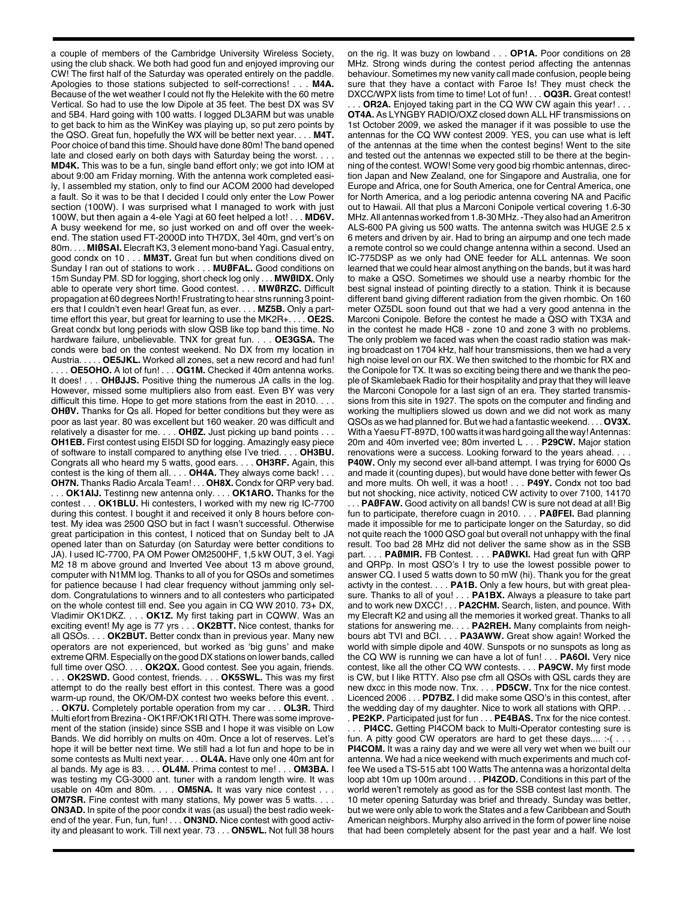a couple of members of the Cambridge University Wireless Society, using the club shack. We both had good fun and enjoyed improving our CW! The first half of the Saturday was operated entirely on the paddle. Apologies to those stations subjected to self-corrections! . . . **M4A.** Because of the wet weather I could not fly the Helekite with the 60 metre Vertical. So had to use the low Dipole at 35 feet. The best DX was SV and 5B4. Hard going with 100 watts. I logged DL3ARM but was unable to get back to him as the WinKey was playing up, so put zero points by the QSO. Great fun, hopefully the WX will be better next year. . . . **M4T.** Poor choice of band this time. Should have done 80m! The band opened late and closed early on both days with Saturday being the worst. . . . **MD4K.** This was to be a fun, single band effort only; we got into IOM at about 9:00 am Friday morning. With the antenna work completed easily, I assembled my station, only to find our ACOM 2000 had developed a fault. So it was to be that I decided I could only enter the Low Power section (100W). I was surprised what I managed to work with just 100W, but then again a 4-ele Yagi at 60 feet helped a lot! . . . **MD6V.** A busy weekend for me, so just worked on and off over the weekend. The station used FT-2000D into TH7DX, 3el 40m, gnd vert's on 80m. . . . **MIØSAI.** Elecraft K3, 3 element mono-band Yagi. Casual entry, good condx on 10 . . . **MM3T.** Great fun but when conditions dived on Sunday I ran out of stations to work . . . **MUØFAL.** Good conditions on 15m Sunday PM. SD for logging, short check log only . . . **MWØIDX.** Only able to operate very short time. Good contest. . . . **MWØRZC.** Difficult propagation at 60 degrees North! Frustrating to hear stns running 3 pointers that I couldn't even hear! Great fun, as ever. . . . **MZ5B.** Only a part-time effort this year, but great for learning to use the MK2R+. . . . **OE2S.** Great condx but long periods with slow QSB like top band this time. No hardware failure, unbelievable. TNX for great fun. . . . **OE3GSA.** The conds were bad on the contest weekend. No DX from my location in Austria. . . . . **OE5JKL.** Worked all zones, set a new record and had fun! . . . . **OE5OHO.** A lot of fun! . . . **OG1M.** Checked if 40m antenna works. It does! . . . **OHØJJS.** Positive thing the numerous JA calls in the log. However, missed some multipliers also from east. Even BY was very difficult this time. Hope to get more stations from the east in 2010. . . . **OHØV.** Thanks for Qs all. Hoped for better conditions but they were as poor as last year. 80 was excellent but 160 weaker. 20 was difficult and relatively a disaster for me. . . . **OHØZ.** Just picking up band points . . . **OH1EB.** First contest using EI5DI SD for logging. Amazingly easy piece of software to install compared to anything else I've tried. . . . **OH3BU.** Congrats all who heard my 5 watts, good ears. . . . **OH3RF.** Again, this contest is the king of them all. . . . **OH4A.** They always come back! . . . **OH7N.** Thanks Radio Arcala Team! . . . **OH8X.** Condx for QRP very bad. . . . **OK1AIJ.** Testinng new antenna only. . . . **OK1ARO.** Thanks for the contest . . . **OK1BLU.** Hi contesters, I worked with my new rig IC-7700 during this contest. I bought it and received it only 8 hours before contest. My idea was 2500 QSO but in fact I wasn't successful. Otherwise great participation in this contest, I noticed that on Sunday belt to JA opened later than on Saturday (on Saturday were better conditions to JA). I used IC-7700, PA OM Power OM2500HF, 1,5 kW OUT, 3 el. Yagi M2 18 m above ground and Inverted Vee about 13 m above ground, computer with N1MM log. Thanks to all of you for QSOs and sometimes for patience because I had clear frequency without jamming only seldom. Congratulations to winners and to all contesters who participated on the whole contest till end. See you again in CQ WW 2010. 73+ DX, Vladimir OK1DKZ. . . . **OK1Z.** My first taking part in CQWW. Was an exciting event! My age is 77 yrs . . . **OK2BTT.** Nice contest, thanks for all QSOs. . . . **OK2BUT.** Better condx than in previous year. Many new operators are not experienced, but worked as 'big guns' and make extreme QRM. Especially on the good DX stations on lower bands, called full time over QSO. . . . **OK2QX.** Good contest. See you again, friends. . . . **OK2SWD.** Good contest, friends. . . . **OK5SWL.** This was my first attempt to do the really best effort in this contest. There was a good warm-up round, the OK/OM-DX contest two weeks before this event. . . . **OK7U.** Completely portable operation from my car . . . **OL3R.** Third Multi efort from Brezina - OK1RF/OK1RI QTH. There was some improvement of the station (inside) since SSB and I hope it was visible on Low Bands. We did horribly on mults on 40m. Once a lot of reserves. Let's hope it will be better next time. We still had a lot fun and hope to be in some contests as Multi next year. . . . **OL4A.** Have only one 40m ant for al bands. My age is 83. . . . **OL4M.** Prima contest to me! . . . **OM3BA.** I was testing my CG-3000 ant. tuner with a random length wire. It was usable on 40m and 80m. . . . **OM5NA.** It was vary nice contest . . . **OM7SR.** Fine contest with many stations, My power was 5 watts. . . . **ON3AD.** In spite of the poor condx it was (as usual) the best radio weekend of the year. Fun, fun, fun! . . . **ON3ND.** Nice contest with good activity and pleasant to work. Till next year. 73 . . . **ON5WL.** Not full 38 hours on the rig. It was buzy on lowband . . . **OP1A.** Poor conditions on 28 MHz. Strong winds during the contest period affecting the antennas behaviour. Sometimes my new vanity call made confusion, people being sure that they have a contact with Faroe Is! They must check the DXCC/WPX lists from time to time! Lot of fun! . . . **OQ3R.** Great contest! . . . **OR2A.** Enjoyed taking part in the CQ WW CW again this year! . . . **OT4A.** As LYNGBY RADIO/OXZ closed down ALL HF transmissions on 1st October 2009, we asked the manager if it was possible to use the antennas for the CQ WW contest 2009. YES, you can use what is left of the antennas at the time when the contest begins! Went to the site and tested out the antennas we expected still to be there at the beginning of the contest. WOW! Some very good big rhombic antennas, direction Japan and New Zealand, one for Singapore and Australia, one for Europe and Africa, one for South America, one for Central America, one for North America, and a log periodic antenna covering NA and Pacific out to Hawaii. All that plus a Marconi Conipole vertical covering 1.6-30 MHz. All antennas worked from 1.8-30 MHz. -They also had an Ameritron ALS-600 PA giving us 500 watts. The antenna switch was HUGE 2.5 x 6 meters and driven by air. Had to bring an airpump and one tech made a remote control so we could change antenna within a second. Used an IC-775DSP as we only had ONE feeder for ALL antennas. We soon learned that we could hear almost anything on the bands, but it was hard to make a QSO. Sometimes we should use a nearby rhombic for the best signal instead of pointing directly to a station. Think it is because different band giving different radiation from the given rhombic. On 160 meter OZ5DL soon found out that we had a very good antenna in the Marconi Conipole. Before the contest he made a QSO with TX3A and in the contest he made HC8 - zone 10 and zone 3 with no problems. The only problem we faced was when the coast radio station was making broadcast on 1704 kHz, half hour transmissions, then we had a very high noise level on our RX. We then switched to the rhombic for RX and the Conipole for TX. It was so exciting being there and we thank the people of Skamlebaek Radio for their hospitality and pray that they will leave the Marconi Conopole for a last sign of an era. They started transmissions from this site in 1927. The spots on the computer and finding and working the multipliers slowed us down and we did not work as many QSOs as we had planned for. But we had a fantastic weekend. . . . **OV3X.** With a Yaesu FT-897D, 100 watts it was hard going all the way! Antennas: 20m and 40m inverted vee; 80m inverted L . . . **P29CW.** Major station renovations were a success. Looking forward to the years ahead. . . . **P40W.** Only my second ever all-band attempt. I was trying for 6000 Qs and made it (counting dupes), but would have done better with fewer Qs and more mults. Oh well, it was a hoot! . . . **P49Y.** Condx not too bad but not shocking, nice activity, noticed CW activity to over 7100, 14170 . . . **PAØFAW.** Good activity on all bands! CW is sure not dead at all! Big fun to participate, therefore cuagn in 2010. . . . **PAØFEI.** Bad planning made it impossible for me to participate longer on the Saturday, so did not quite reach the 1000 QSO goal but overall not unhappy with the final result. Too bad 28 MHz did not deliver the same show as in the SSB part. . . . **PAØMIR.** FB Contest. . . . **PAØWKI.** Had great fun with QRP and QRPp. In most QSO's I try to use the lowest possible power to answer CQ. I used 5 watts down to 50 mW (hi). Thank you for the great activty in the contest. . . . **PA1B.** Only a few hours, but with great pleasure. Thanks to all of you! . . . **PA1BX.** Always a pleasure to take part and to work new DXCC! . . . **PA2CHM.** Search, listen, and pounce. With my Elecraft K2 and using all the memories it worked great. Thanks to all stations for answering me. . . . **PA2REH.** Many complaints from neighbours abt TVI and BCI. . . . **PA3AWW.** Great show again! Worked the world with simple dipole and 40W. Sunspots or no sunspots as long as the CQ WW is running we can have a lot of fun! . . . **PA6OI.** Very nice contest, like all the other CQ WW contests. . . . **PA9CW.** My first mode is CW, but I like RTTY. Also pse cfm all QSOs with QSL cards they are new dxcc in this mode now. Tnx. . . . **PD5CW.** Tnx for the nice contest. Licenced 2006 . . . **PD7BZ.** I did make some QSO's in this contest, after the wedding day of my daughter. Nice to work all stations with QRP. . . . **PE2KP.** Participated just for fun . . . **PE4BAS.** Tnx for the nice contest. . . . **PI4CC.** Getting PI4COM back to Multi-Operator contesting sure is fun. A pitty good CW operators are hard to get these days.... :-( . . . **PI4COM.** It was a rainy day and we were all very wet when we built our antenna. We had a nice weekend with much experiments and much coffee We used a TS-515 abt 100 Watts The antenna was a horizontal delta loop abt 10m up 100m around . . . **PI4ZOD.** Conditions in this part of the world weren't remotely as good as for the SSB contest last month. The 10 meter opening Saturday was brief and thready. Sunday was better, but we were only able to work the States and a few Caribbean and South American neighbors. Murphy also arrived in the form of power line noise that had been completely absent for the past year and a half. We lost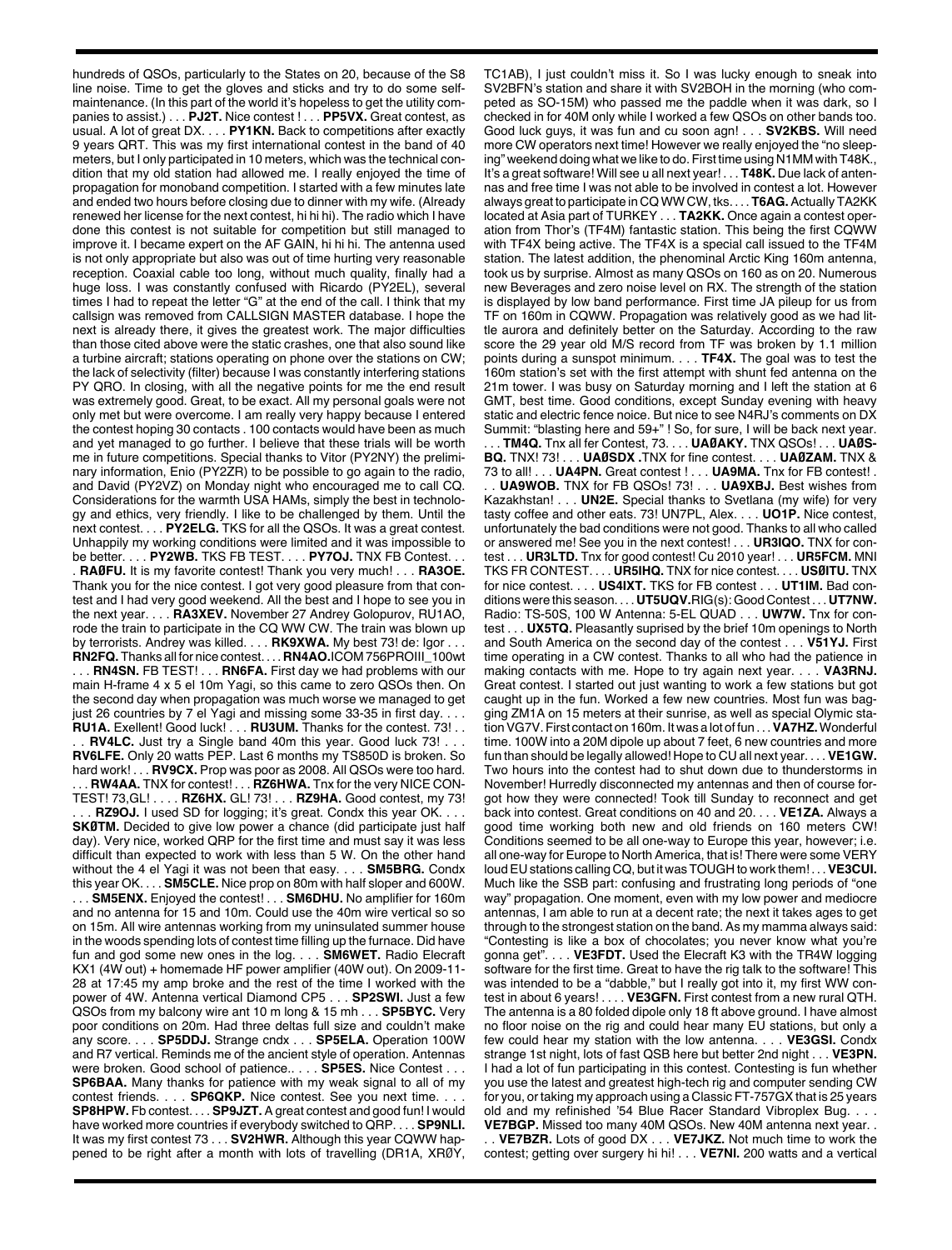hundreds of QSOs, particularly to the States on 20, because of the S8 line noise. Time to get the gloves and sticks and try to do some self-maintenance. (In this part of the world it's hopeless to get the utility companies to assist.) . . . **PJ2T.** Nice contest ! . . . **PP5VX.** Great contest, as usual. A lot of great DX. . . . **PY1KN.** Back to competitions after exactly 9 years QRT. This was my first international contest in the band of 40 meters, but I only participated in 10 meters, which was the technical condition that my old station had allowed me. I really enjoyed the time of propagation for monoband competition. I started with a few minutes late and ended two hours before closing due to dinner with my wife. (Already renewed her license for the next contest, hi hi hi). The radio which I have done this contest is not suitable for competition but still managed to improve it. I became expert on the AF GAIN, hi hi hi. The antenna used is not only appropriate but also was out of time hurting very reasonable reception. Coaxial cable too long, without much quality, finally had a huge loss. I was constantly confused with Ricardo (PY2EL), several times I had to repeat the letter "G" at the end of the call. I think that my callsign was removed from CALLSIGN MASTER database. I hope the next is already there, it gives the greatest work. The major difficulties than those cited above were the static crashes, one that also sound like a turbine aircraft; stations operating on phone over the stations on CW; the lack of selectivity (filter) because I was constantly interfering stations PY QRO. In closing, with all the negative points for me the end result was extremely good. Great, to be exact. All my personal goals were not only met but were overcome. I am really very happy because I entered the contest hoping 30 contacts . 100 contacts would have been as much and yet managed to go further. I believe that these trials will be worth me in future competitions. Special thanks to Vitor (PY2NY) the preliminary information, Enio (PY2ZR) to be possible to go again to the radio, and David (PY2VZ) on Monday night who encouraged me to call CQ. Considerations for the warmth USA HAMs, simply the best in technology and ethics, very friendly. I like to be challenged by them. Until the next contest. . . . **PY2ELG.** TKS for all the QSOs. It was a great contest. Unhappily my working conditions were limited and it was impossible to be better. . . . **PY2WB.** TKS FB TEST. . . . **PY7OJ.** TNX FB Contest. . . . **RAØFU.** It is my favorite contest! Thank you very much! . . . **RA3OE.** Thank you for the nice contest. I got very good pleasure from that contest and I had very good weekend. All the best and I hope to see you in the next year. . . . **RA3XEV.** November 27 Andrey Golopurov, RU1AO, rode the train to participate in the CQ WW CW. The train was blown up by terrorists. Andrey was killed. . . . **RK9XWA.** My best 73! de: Igor . . . **RN2FQ.** Thanks all for nice contest. . . . **RN4AO.** ICOM 756PROIII_100wt . . . **RN4SN.** FB TEST! . . . **RN6FA.** First day we had problems with our main H-frame 4 x 5 el 10m Yagi, so this came to zero QSOs then. On the second day when propagation was much worse we managed to get just 26 countries by 7 el Yagi and missing some 33-35 in first day. . . . **RU1A.** Exellent! Good luck! . . . **RU3UM.** Thanks for the contest. 73! . . . **RV4LC.** Just try a Single band 40m this year. Good luck 73! . . . **RV6LFE.** Only 20 watts PEP. Last 6 months my TS850D is broken. So hard work! . . . **RV9CX.** Prop was poor as 2008. All QSOs were too hard. . . . **RW4AA.** TNX for contest! . . . **RZ6HWA.** Tnx for the very NICE CONTEST! 73,GL! . . . . **RZ6HX.** GL! 73! . . . **RZ9HA.** Good contest, my 73! . . . **RZ9OJ.** I used SD for logging; it's great. Condx this year OK. . . . **SKØTM.** Decided to give low power a chance (did participate just half day). Very nice, worked QRP for the first time and must say it was less difficult than expected to work with less than 5 W. On the other hand without the 4 el Yagi it was not been that easy. . . . **SM5BRG.** Condx this year OK. . . . **SM5CLE.** Nice prop on 80m with half sloper and 600W. . . . **SM5ENX.** Enjoyed the contest! . . . **SM6DHU.** No amplifier for 160m and no antenna for 15 and 10m. Could use the 40m wire vertical so so on 15m. All wire antennas working from my uninsulated summer house in the woods spending lots of contest time filling up the furnace. Did have fun and god some new ones in the log. . . . **SM6WET.** Radio Elecraft KX1 (4W out) + homemade HF power amplifier (40W out). On 2009-11-28 at 17:45 my amp broke and the rest of the time I worked with the power of 4W. Antenna vertical Diamond CP5 . . . **SP2SWI.** Just a few QSOs from my balcony wire ant 10 m long & 15 mh . . . **SP5BYC.** Very poor conditions on 20m. Had three deltas full size and couldn't make any score. . . . **SP5DDJ.** Strange cndx . . . **SP5ELA.** Operation 100W and R7 vertical. Reminds me of the ancient style of operation. Antennas were broken. Good school of patience.. . . . **SP5ES.** Nice Contest . . . **SP6BAA.** Many thanks for patience with my weak signal to all of my contest friends. . . . **SP6QKP.** Nice contest. See you next time. . . . **SP8HPW.** Fb contest. . . . **SP9JZT.** A great contest and good fun! I would have worked more countries if everybody switched to QRP. . . . **SP9NLI.** It was my first contest 73 . . . **SV2HWR.** Although this year CQWW happened to be right after a month with lots of travelling (DR1A, XRØY, TC1AB), I just couldn't miss it. So I was lucky enough to sneak into SV2BFN's station and share it with SV2BOH in the morning (who competed as SO-15M) who passed me the paddle when it was dark, so I checked in for 40M only while I worked a few QSOs on other bands too. Good luck guys, it was fun and cu soon agn! . . . **SV2KBS.** Will need more CW operators next time! However we really enjoyed the "no sleeping" weekend doing what we like to do. First time using N1MM with T48K., It's a great software! Will see u all next year! . . . **T48K.** Due lack of antennas and free time I was not able to be involved in contest a lot. However always great to participate in CQ WW CW, tks. . . . **T6AG.** Actually TA2KK located at Asia part of TURKEY . . . **TA2KK.** Once again a contest operation from Thor's (TF4M) fantastic station. This being the first CQWW with TF4X being active. The TF4X is a special call issued to the TF4M station. The latest addition, the phenominal Arctic King 160m antenna, took us by surprise. Almost as many QSOs on 160 as on 20. Numerous new Beverages and zero noise level on RX. The strength of the station is displayed by low band performance. First time JA pileup for us from TF on 160m in CQWW. Propagation was relatively good as we had little aurora and definitely better on the Saturday. According to the raw score the 29 year old M/S record from TF was broken by 1.1 million points during a sunspot minimum. . . . **TF4X.** The goal was to test the 160m station's set with the first attempt with shunt fed antenna on the 21m tower. I was busy on Saturday morning and I left the station at 6 GMT, best time. Good conditions, except Sunday evening with heavy static and electric fence noice. But nice to see N4RJ's comments on DX Summit: "blasting here and 59+" ! So, for sure, I will be back next year. . . . **TM4Q.** Tnx all fer Contest, 73. . . . **UAØAKY.** TNX QSOs! . . . **UAØSBQ.** TNX! 73! . . . **UAØSDX .**TNX for fine contest. . . . **UAØZAM.** TNX & 73 to all! . . . **UA4PN.** Great contest ! . . . **UA9MA.** Tnx for FB contest! . . . **UA9WOB.** TNX for FB QSOs! 73! . . . **UA9XBJ.** Best wishes from Kazakhstan! . . . **UN2E.** Special thanks to Svetlana (my wife) for very tasty coffee and other eats. 73! UN7PL, Alex. . . . **UO1P.** Nice contest, unfortunately the bad conditions were not good. Thanks to all who called or answered me! See you in the next contest! . . . **UR3IQO.** TNX for contest . . . **UR3LTD.** Tnx for good contest! Cu 2010 year! . . . **UR5FCM.** MNI TKS FR CONTEST. . . . **UR5IHQ.** TNX for nice contest. . . . **USØITU.** TNX for nice contest. . . . **US4IXT.** TKS for FB contest . . . **UT1IM.** Bad conditions were this season. . . . **UT5UQV.** RIG(s): Good Contest . . . **UT7NW.** Radio: TS-50S, 100 W Antenna: 5-EL QUAD . . . **UW7W.** Tnx for contest . . . **UX5TQ.** Pleasantly suprised by the brief 10m openings to North and South America on the second day of the contest . . . **V51YJ.** First time operating in a CW contest. Thanks to all who had the patience in making contacts with me. Hope to try again next year. . . . **VA3RNJ.** Great contest. I started out just wanting to work a few stations but got caught up in the fun. Worked a few new countries. Most fun was bagging ZM1A on 15 meters at their sunrise, as well as special Olymic station VG7V. First contact on 160m. It was a lot of fun . . . **VA7HZ.** Wonderful time. 100W into a 20M dipole up about 7 feet, 6 new countries and more fun than should be legally allowed! Hope to CU all next year. . . . **VE1GW.** Two hours into the contest had to shut down due to thunderstorms in November! Hurredly disconnected my antennas and then of course forgot how they were connected! Took till Sunday to reconnect and get back into contest. Great conditions on 40 and 20. . . . **VE1ZA.** Always a good time working both new and old friends on 160 meters CW! Conditions seemed to be all one-way to Europe this year, however; i.e. all one-way for Europe to North America, that is! There were some VERY loud EU stations calling CQ, but it was TOUGH to work them! . . . **VE3CUI.** Much like the SSB part: confusing and frustrating long periods of "one way" propagation. One moment, even with my low power and mediocre antennas, I am able to run at a decent rate; the next it takes ages to get through to the strongest station on the band. As my mamma always said: "Contesting is like a box of chocolates; you never know what you're gonna get". . . . **VE3FDT.** Used the Elecraft K3 with the TR4W logging software for the first time. Great to have the rig talk to the software! This was intended to be a "dabble," but I really got into it, my first WW contest in about 6 years! . . . . **VE3GFN.** First contest from a new rural QTH. The antenna is a 80 folded dipole only 18 ft above ground. I have almost no floor noise on the rig and could hear many EU stations, but only a few could hear my station with the low antenna. . . . **VE3GSI.** Condx strange 1st night, lots of fast QSB here but better 2nd night . . . **VE3PN.** I had a lot of fun participating in this contest. Contesting is fun whether you use the latest and greatest high-tech rig and computer sending CW for you, or taking my approach using a Classic FT-757GX that is 25 years old and my refinished '54 Blue Racer Standard Vibroplex Bug. . . . **VE7BGP.** Missed too many 40M QSOs. New 40M antenna next year. . . . **VE7BZR.** Lots of good DX . . . **VE7JKZ.** Not much time to work the contest; getting over surgery hi hi! . . . **VE7NI.** 200 watts and a vertical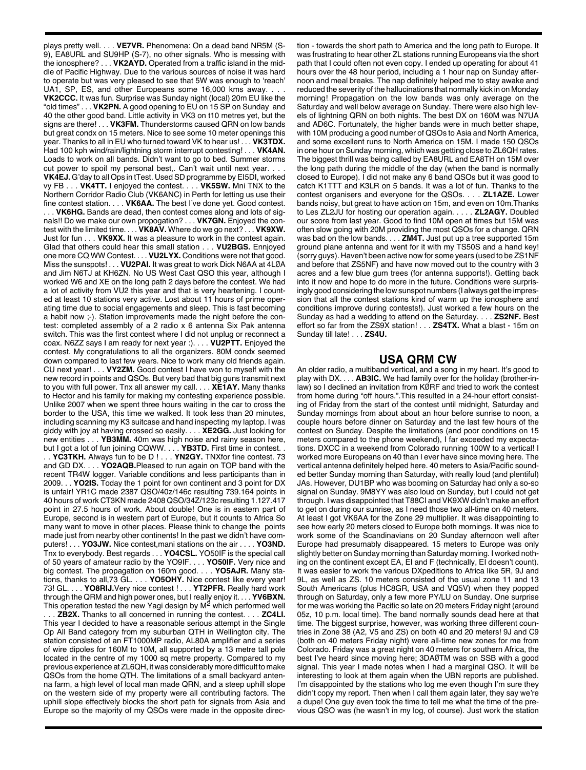plays pretty well. . . . **VE7VR.** Phenomena: On a dead band NR5M (S-9), EA8URL and SU9HP (S-7), no other signals. Who is messing with the ionosphere? . . . **VK2AYD.** Operated from a traffic island in the middle of Pacific Highway. Due to the various sources of noise it was hard to operate but was very pleased to see that 5W was enough to 'reach' UA1, SP, ES, and other Europeans some 16,000 kms away. . . . **VK2CCC.** It was fun. Surprise was Sunday night (local) 20m EU like the "old times" . . . **VK2PN.** A good opening to EU on 15 SP on Sunday and 40 the other good band. Little activity in VK3 on t10 metres yet, but the signs are there! . . . **VK3FM.** Thunderstorms caused QRN on low bands but great condx on 15 meters. Nice to see some 10 meter openings this year. Thanks to all in EU who turned toward VK to hear us! . . . **VK3TDX.** Had 100 kph wind/rain/lightning storm interrupt contesting! . . . **VK4AN.** Loads to work on all bands. Didn't want to go to bed. Summer storms cut power to spoil my personal best,. Can't wait until next year. . . . **VK4EJ.** G'day to all Ops in tTest. Used SD programme by EI5DI, worked vy FB . . . **VK4TT.** I enjoyed the contest. . . . **VK5SW.** Mni TNX to the Northern Corridor Radio Club (VK6ANC) in Perth for letting us use their fine contest station. . . . **VK6AA.** The best I've done yet. Good contest. . . . **VK6HG.** Bands are dead, then contest comes along and lots of signals!! Do we make our own propogation? . . . **VK7GN.** Enjoyed the contest with the limited time. . . . **VK8AV.** Where do we go next? . . . **VK9XW.** Just for fun . . . **VK9XX.** It was a pleasure to work in the contest again. Glad that others could hear this small station . . . **VU2BGS.** Ennjoyed one more CQ WW Contest. . . . **VU2LYX.** Conditions were not that good. Miss the sunspots! . . . **VU2PAI.** It was great to work Dick N6AA at 4LØA and Jim N6TJ at KH6ZN. No US West Cast QSO this year, although I worked W6 and XE on the long path 2 days before the contest. We had a lot of activity from VU2 this year and that is very heartening. I counted at least 10 stations very active. Lost about 11 hours of prime operating time due to social engagements and sleep. This is fast becoming a habit now ;-). Station improvements made the night before the contest: completed assembly of a 2 radio x 6 antenna Six Pak antenna switch. This was the first contest where I did not unplug or reconnect a coax. N6ZZ says I am ready for next year :). . . . **VU2PTT.** Enjoyed the contest. My congratulations to all the organizers. 80M condx seemed down compared to last few years. Nice to work many old friends again. CU next year! . . . **VY2ZM.** Good contest I have won to myself with the new record in points and QSOs. But very bad that big guns transmit next to you with full power. Tnx all answer my call. . . . **XE1AY.** Many thanks to Hector and his family for making my contesting experience possible. Unlike 2007 when we spent three hours waiting in the car to cross the border to the USA, this time we walked. It took less than 20 minutes, including scanning my K3 suitcase and hand inspecting my laptop. I was giddy with joy at having crossed so easily. . . . **XE2GG.** Just looking for new entities . . . **YB3MM.** 40m was high noise and rainy season here, but I got a lot of fun joining CQWW. . . . **YB3TD.** First time in contest. . . . **YC3TKH.** Always fun to be D ! . . . **YN2GY.** TNXfor fine contest. 73 and GD DX. . . . **YO2AQB.**Pleased to run again on TOP band with the recent TR4W logger. Variable conditions and less participants than in 2009. . . **YO2IS.** Today the 1 point for own continent and 3 point for DX is unfair! YR1C made 2387 QSO/40z/146c resulting 739.164 points in 40 hours of work CT3KN made 2408 QSO/34Z/123c resulting 1.127.417 point in 27.5 hours of work. About double! One is in eastern part of Europe, second is in western part of Europe, but it counts to Africa So many want to move in other places. Please think to change the points made just from nearby other continents! In the past we didn't have computers! . . . **YO3JW.** Nice contest,mani stations on the air . . . . **YO3ND.** Tnx to everybody. Best regards . . . **YO4CSL.** YO50IF is the special call of 50 years of amateur radio by the YO9IF. . . . **YO50IF.** Very nice and big contest. The propagation on 160m good. . . . **YO5AJR.** Many stations, thanks to all,73 GL. . . . **YO5OHY.** Nice contest like every year! 73! GL. . . . **YO8RIJ.**Very nice contest ! . . . **YT2PFR.** Really hard work through the QRM and high power ones, but I really enjoy it. . . . **YV6BXN.** This operation tested the new Yagi design by M$^2$ which performed well . . . **ZB2X.** Thanks to all concerned in running the contest. . . . **ZC4LI.** This year I decided to have a reasonable serious attempt in the Single Op All Band category from my suburban QTH in Wellington city. The station consisted of an FT1000MP radio, AL80A amplifier and a series of wire dipoles for 160M to 10M, all supported by a 13 metre tall pole located in the centre of my 1000 sq metre property. Compared to my previous experience at ZL6QH, it was considerably more difficult to make QSOs from the home QTH. The limitations of a small backyard antenna farm, a high level of local man made QRN, and a steep uphill slope on the western side of my property were all contributing factors. The uphill slope effectively blocks the short path for signals from Asia and Europe so the majority of my QSOs were made in the opposite direction - towards the short path to America and the long path to Europe. It was frustrating to hear other ZL stations running Europeans via the short path that I could often not even copy. I ended up operating for about 41 hours over the 48 hour period, including a 1 hour nap on Sunday afternoon and meal breaks. The nap definitely helped me to stay awake and reduced the severity of the hallucinations that normally kick in on Monday morning! Propagation on the low bands was only average on the Saturday and well below average on Sunday. There were also high levels of lightning QRN on both nights. The best DX on 160M was N7UA and AD6C. Fortunately, the higher bands were in much better shape, with 10M producing a good number of QSOs to Asia and North America, and some excellent runs to North America on 15M. I made 150 QSOs in one hour on Sunday morning, which was getting close to ZL6QH rates. The biggest thrill was being called by EA8URL and EA8TH on 15M over the long path during the middle of the day (when the band is normally closed to Europe). I did not make any 6 band QSOs but it was good to catch K1TTT and K3LR on 5 bands. It was a lot of fun. Thanks to the contest organisers and everyone for the QSOs. . . . **ZL1AZE.** Lower bands noisy, but great to have action on 15m, and even on 10m.Thanks to Les ZL2JU for hosting our operation again. . . . . **ZL2AGY.** Doubled our score from last year. Good to find 10M open at times but 15M was often slow going with 20M providing the most QSOs for a change. QRN was bad on the low bands. . . . **ZM4T.** Just put up a tree supported 15m ground plane antenna and went for it with my TS50S and a hand key! (sorry guys). Haven't been active now for some years (used to be ZS1NF and before that ZS5NF) and have now moved out to the country with 3 acres and a few blue gum trees (for antenna supports!). Getting back into it now and hope to do more in the future. Conditions were surprisingly good considering the low sunspot numbers (I always get the impression that all the contest stations kind of warm up the ionosphere and conditions improve during contests!). Just worked a few hours on the Sunday as had a wedding to attend on the Saturday. . . . **ZS2NF.** Best effort so far from the ZS9X station! . . . **ZS4TX.** What a blast - 15m on Sunday till late! . . . **ZS4U.**

## USA QRM CW

An older radio, a multiband vertical, and a song in my heart. It's good to play with DX. . . . **AB3IC.** We had family over for the holiday (brother-in-law) so I declined an invitation from KØRF and tried to work the contest from home during "off hours.".This resulted in a 24-hour effort consisting of Friday from the start of the contest until midnight, Saturday and Sunday mornings from about about an hour before sunrise to noon, a couple hours before dinner on Saturday and the last few hours of the contest on Sunday. Despite the limitations (and poor conditions on 15 meters compared to the phone weekend), I far exceeded my expectations. DXCC in a weekend from Colorado running 100W to a vertical! I worked more Europeans on 40 than I ever have since moving here. The vertical antenna definitely helped here. 40 meters to Asia/Pacific sounded better Sunday morning than Saturday, with really loud (and plentiful) JAs. However, DU1BP who was booming on Saturday had only a so-so signal on Sunday. 9M8YY was also loud on Sunday, but I could not get through. I was disappointed that T88CI and VK9XW didn't make an effort to get on during our sunrise, as I need those two all-time on 40 meters. At least I got VK6AA for the Zone 29 multiplier. It was disappointing to see how early 20 meters closed to Europe both mornings. It was nice to work some of the Scandinavians on 20 Sunday afternoon well after Europe had presumably disappeared. 15 meters to Europe was only slightly better on Sunday morning than Saturday morning. I worked nothing on the continent except EA, EI and F (technically, EI doesn't count). It was easier to work the various DXpeditions to Africa like 5R, 9J and 9L, as well as ZS. 10 meters consisted of the usual zone 11 and 13 South Americans (plus HC8GR, USA and VQ5V) when they popped through on Saturday, only a few more PY/LU on Sunday. One surprise for me was working the Pacific so late on 20 meters Friday night (around 05z, 10 p.m. local time). The band normally sounds dead here at that time. The biggest surprise, however, was working three different countries in Zone 38 (A2, V5 and ZS) on both 40 and 20 meters! 9J and C9 (both on 40 meters Friday night) were all-time new zones for me from Colorado. Friday was a great night on 40 meters for southern Africa, the best I've heard since moving here; 3DAØTM was on SSB with a good signal. This year I made notes when I had a marginal QSO. It will be interesting to look at them again when the UBN reports are published. I'm disappointed by the stations who log me even though I'm sure they didn't copy my report. Then when I call them again later, they say we're a dupe! One guy even took the time to tell me what the time of the previous QSO was (he wasn't in my log, of course). Just work the station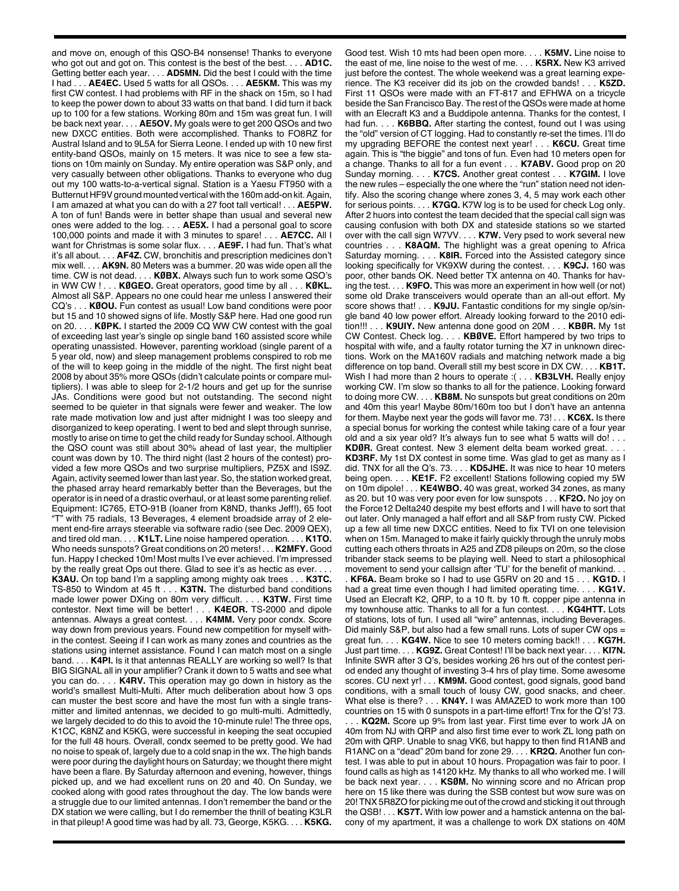and move on, enough of this QSO-B4 nonsense! Thanks to everyone who got out and got on. This contest is the best of the best. . . . **AD1C.** Getting better each year. . . . **AD5MN.** Did the best I could with the time I had . . . **AE4EC.** Used 5 watts for all QSOs. . . . **AE5KM.** This was my first CW contest. I had problems with RF in the shack on 15m, so I had to keep the power down to about 33 watts on that band. I did turn it back up to 100 for a few stations. Working 80m and 15m was great fun. I will be back next year. . . . **AE5OV.** My goals were to get 200 QSOs and two new DXCC entities. Both were accomplished. Thanks to FO8RZ for Austral Island and to 9L5A for Sierra Leone. I ended up with 10 new first entity-band QSOs, mainly on 15 meters. It was nice to see a few stations on 10m mainly on Sunday. My entire operation was S&P only, and very casually between other obligations. Thanks to everyone who dug out my 100 watts-to-a-vertical signal. Station is a Yaesu FT950 with a Butternut HF9V ground mounted vertical with the 160m add-on kit. Again, I am amazed at what you can do with a 27 foot tall vertical! . . . **AE5PW.** A ton of fun! Bands were in better shape than usual and several new ones were added to the log. . . . **AE5X.** I had a personal goal to score 100,000 points and made it with 3 minutes to spare! . . . **AE7CC.** All I want for Christmas is some solar flux. . . . **AE9F.** I had fun. That's what it's all about. . . . **AF4Z.** CW, bronchitis and prescription medicines don't mix well. . . . **AK9N.** 80 Meters was a bummer. 20 was wide open all the time. CW is not dead. . . . **KØBX.** Always such fun to work some QSO's in WW CW ! . . . **KØGEO.** Great operators, good time by all . . . **KØKL.** Almost all S&P. Appears no one could hear me unless I answered their CQ's . . . **KØOU.** Fun contest as usual! Low band conditions were poor but 15 and 10 showed signs of life. Mostly S&P here. Had one good run on 20. . . . **KØPK.** I started the 2009 CQ WW CW contest with the goal of exceeding last year's single op single band 160 assisted score while operating unassisted. However, parenting workload (single parent of a 5 year old, now) and sleep management problems conspired to rob me of the will to keep going in the middle of the night. The first night beat 2008 by about 35% more QSOs (didn't calculate points or compare multipliers). I was able to sleep for 2-1/2 hours and get up for the sunrise JAs. Conditions were good but not outstanding. The second night seemed to be quieter in that signals were fewer and weaker. The low rate made motivation low and just after midnight I was too sleepy and disorganized to keep operating. I went to bed and slept through sunrise, mostly to arise on time to get the child ready for Sunday school. Although the QSO count was still about 30% ahead of last year, the multiplier count was down by 10. The third night (last 2 hours of the contest) provided a few more QSOs and two surprise multipliers, PZ5X and IS9Z. Again, activity seemed lower than last year. So, the station worked great, the phased array heard remarkably better than the Beverages, but the operator is in need of a drastic overhaul, or at least some parenting relief. Equipment: IC765, ETO-91B (loaner from K8ND, thanks Jeff!), 65 foot "T" with 75 radials, 13 Beverages, 4 element broadside array of 2 element end-fire arrays steerable via software radio (see Dec. 2009 QEX), and tired old man. . . . **K1LT.** Line noise hampered operation. . . . **K1TO.** Who needs sunspots? Great conditions on 20 meters! . . . **K2MFY.** Good fun. Happy I checked 10m! Most mults I've ever achieved. I'm impressed by the really great Ops out there. Glad to see it's as hectic as ever. . . . **K3AU.** On top band I'm a sappling among mighty oak trees . . . **K3TC.** TS-850 to Windom at 45 ft . . . **K3TN.** The disturbed band conditions made lower power DXing on 80m very difficult. . . . **K3TW.** First time contestor. Next time will be better! . . . **K4EOR.** TS-2000 and dipole antennas. Always a great contest. . . . **K4MM.** Very poor condx. Score way down from previous years. Found new competition for myself within the contest. Seeing if I can work as many zones and countries as the stations using internet assistance. Found I can match most on a single band. . . . **K4PI.** Is it that antennas REALLY are working so well? Is that BIG SIGNAL all in your amplifier? Crank it down to 5 watts and see what you can do. . . . **K4RV.** This operation may go down in history as the world's smallest Multi-Multi. After much deliberation about how 3 ops can muster the best score and have the most fun with a single transmitter and limited antennas, we decided to go multi-multi. Admittedly, we largely decided to do this to avoid the 10-minute rule! The three ops, K1CC, K8NZ and K5KG, were successful in keeping the seat occupied for the full 48 hours. Overall, condx seemed to be pretty good. We had no noise to speak of, largely due to a cold snap in the wx. The high bands were poor during the daylight hours on Saturday; we thought there might have been a flare. By Saturday afternoon and evening, however, things picked up, and we had excellent runs on 20 and 40. On Sunday, we cooked along with good rates throughout the day. The low bands were a struggle due to our limited antennas. I don't remember the band or the DX station we were calling, but I do remember the thrill of beating K3LR in that pileup! A good time was had by all. 73, George, K5KG. . . . **K5KG.**

Good test. Wish 10 mts had been open more. . . . **K5MV.** Line noise to the east of me, line noise to the west of me. . . . **K5RX.** New K3 arrived just before the contest. The whole weekend was a great learning experience. The K3 receiver did its job on the crowded bands! . . . **K5ZD.** First 11 QSOs were made with an FT-817 and EFHWA on a tricycle beside the San Francisco Bay. The rest of the QSOs were made at home with an Elecraft K3 and a Buddipole antenna. Thanks for the contest, I had fun. . . . **K6BBQ.** After starting the contest, found out I was using the "old" version of CT logging. Had to constantly re-set the times. I'll do my upgrading BEFORE the contest next year! . . . **K6CU.** Great time again. This is "the biggie" and tons of fun. Even had 10 meters open for a change. Thanks to all for a fun event . . . **K7ABV.** Good prop on 20 Sunday morning. . . . **K7CS.** Another great contest . . . **K7GIM.** I love the new rules – especially the one where the "run" station need not identify. Also the scoring change where zones 3, 4, 5 may work each other for serious points. . . . **K7GQ.** K7W log is to be used for check Log only. After 2 huors into contest the team decided that the special call sign was causing confusion with both DX and stateside stations so we started over with the call sign W7VV. . . . **K7W.** Very psed to work several new countries . . . **K8AQM.** The highlight was a great opening to Africa Saturday morning. . . . **K8IR.** Forced into the Assisted category since looking specifically for VK9XW during the contest. . . . **K9CJ.** 160 was poor, other bands OK. Need better TX antenna on 40. Thanks for having the test. . . . **K9FO.** This was more an experiment in how well (or not) some old Drake transceivers would operate than an all-out effort. My score shows that! . . . **K9JU.** Fantastic conditions for my single op/single band 40 low power effort. Already looking forward to the 2010 edition!!! . . . **K9UIY.** New antenna done good on 20M . . . **KBØR.** My 1st CW Contest. Check log. . . . **KBØVE.** Effort hampered by two trips to hospital with wife, and a faulty rotator turning the X7 in unknown directions. Work on the MA160V radials and matching network made a big difference on top band. Overall still my best score in DX CW. . . . **KB1T.** Wish I had more than 2 hours to operate :( . . . **KB3LVH.** Really enjoy working CW. I'm slow so thanks to all for the patience. Looking forward to doing more CW. . . . **KB8M.** No sunspots but great conditions on 20m and 40m this year! Maybe 80m/160m too but I don't have an antenna for them. Maybe next year the gods will favor me. 73! . . . **KC6X.** Is there a special bonus for working the contest while taking care of a four year old and a six year old? It's always fun to see what 5 watts will do! . . . **KDØR.** Great contest. New 3 element delta beam worked great. . . . **KD3RF.** My 1st DX contest in some time. Was glad to get as many as I did. TNX for all the Q's. 73. . . . **KD5JHE.** It was nice to hear 10 meters being open. . . . **KE1F.** F2 excellent! Stations following copied my 5W on 10m dipole! . . . **KE4WBO.** 40 was great, worked 34 zones, as many as 20. but 10 was very poor even for low sunspots . . . **KF2O.** No joy on the Force12 Delta240 despite my best efforts and I will have to sort that out later. Only managed a half effort and all S&P from rusty CW. Picked up a few all time new DXCC entities. Need to fix TVI on one television when on 15m. Managed to make it fairly quickly through the unruly mobs cutting each others throats in A25 and ZD8 pileups on 20m, so the close tribander stack seems to be playing well. Need to start a philosophical movement to send your callsign after 'TU' for the benefit of mankind. . . . **KF6A.** Beam broke so I had to use G5RV on 20 and 15 . . . **KG1D.** I had a great time even though I had limited operating time. . . . **KG1V.** Used an Elecraft K2, QRP, to a 10 ft. by 10 ft. copper pipe antenna in my townhouse attic. Thanks to all for a fun contest. . . . **KG4HTT.** Lots of stations, lots of fun. I used all "wire" antennas, including Beverages. Did mainly S&P, but also had a few small runs. Lots of super CW ops = great fun. . . . **KG4W.** Nice to see 10 meters coming back!! . . . **KG7H.** Just part time. . . . **KG9Z.** Great Contest! I'll be back next year. . . . **KI7N.** Infinite SWR after 3 Q's, besides working 26 hrs out of the contest period ended any thought of investing 3-4 hrs of play time. Some awesome scores. CU next yr! . . . **KM9M.** Good contest, good signals, good band conditions, with a small touch of lousy CW, good snacks, and cheer. What else is there? . . . **KN4Y.** I was AMAZED to work more than 100 countries on 15 with 0 sunspots in a part-time effort! Tnx for the Q's! 73. . . . **KQ2M.** Score up 9% from last year. First time ever to work JA on 40m from NJ with QRP and also first time ever to work ZL long path on 20m with QRP. Unable to snag VK6, but happy to then find R1ANB and R1ANC on a "dead" 20m band for zone 29. . . . **KR2Q.** Another fun contest. I was able to put in about 10 hours. Propagation was fair to poor. I found calls as high as 14120 kHz. My thanks to all who worked me. I will be back next year. . . . **KSØM.** No winning score and no African prop here on 15 like there was during the SSB contest but wow sure was on 20! TNX 5R8ZO for picking me out of the crowd and sticking it out through the QSB! . . . **KS7T.** With low power and a hamstick antenna on the balcony of my apartment, it was a challenge to work DX stations on 40M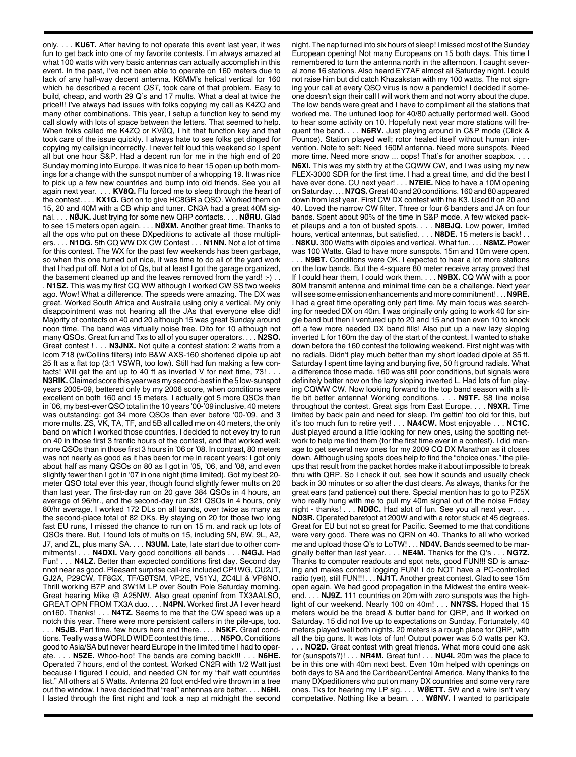only. . . . **KU6T.** After having to not operate this event last year, it was fun to get back into one of my favorite contests. I'm always amazed at what 100 watts with very basic antennas can actually accomplish in this event. In the past, I've not been able to operate on 160 meters due to lack of any half-way decent antenna. K6MM's helical vertical for 160 which he described a recent *QST*, took care of that problem. Easy to build, cheap, and worth 29 Q's and 17 mults. What a deal at twice the price!!! I've always had issues with folks copying my call as K4ZQ and many other combinations. This year, I setup a function key to send my call slowly with lots of space between the letters. That seemed to help. When folks called me K4ZQ or KVØQ, I hit that function key and that took care of the issue quickly. I always hate to see folks get dinged for copying my callsign incorrectly. I never felt loud this weekend so I spent all but one hour S&P. Had a decent run for me in the high end of 20 Sunday morning into Europe. It was nice to hear 15 open up both mornings for a change with the sunspot number of a whopping 19. It was nice to pick up a few new countries and bump into old friends. See you all again next year. . . . **KV8Q.** Flu forced me to sleep through the heart of the contest. . . . **KX1G.** Got on to give HC8GR a QSO. Worked them on 15, 20 and 40M with a CB whip and tuner. CN3A had a great 40M signal. . . . **NØJK.** Just trying for some new QRP contacts. . . . **NØRU.** Glad to see 15 meters open again. . . . **NØXM.** Another great time. Thanks to all the ops who put on these DXpeditions to activate all those multipliers. . . . **N1DG.** 5th CQ WW DX CW Contest . . . **N1NN.** Not a lot of time for this contest. The WX for the past few weekends has been garbage, so when this one turned out nice, it was time to do all of the yard work that I had put off. Not a lot of Qs, but at least I got the garage organized, the basement cleaned up and the leaves removed from the yard! :-) . . . **N1SZ.** This was my first CQ WW although I worked CW SS two weeks ago. Wow! What a difference. The speeds were amazing. The DX was great. Worked South Africa and Australia using only a vertical. My only disappointment was not hearing all the JAs that everyone else did! Majority of contacts on 40 and 20 although 15 was great Sunday around noon time. The band was virtually noise free. Dito for 10 although not many QSOs. Great fun and Txs to all of you super operators. . . . **N2SO.** Great contest ! . . . **N3JNX.** Not quite a contest station: 2 watts from a Icom 718 (w/Collins filters) into B&W AXS-160 shortened dipole up abt 25 ft as a flat top (3:1 VSWR, too low). Still had fun making a few contacts! Will get the ant up to 40 ft as inverted V for next time, 73! . . . **N3RIK.** Claimed score this year was my second-best in the 5 low-sunspot years 2005-09, bettered only by my 2006 score, when conditions were excellent on both 160 and 15 meters. I actually got 5 more QSOs than in '06, my best-ever QSO total in the 10 years '00-'09 inclusive. 40 meters was outstanding: got 34 more QSOs than ever before '00-'09, and 3 more mults. ZS, VK, TA, TF, and 5B all called me on 40 meters, the only band on which I worked those countries. I decided to not evey try to run on 40 in those first 3 frantic hours of the contest, and that worked well: more QSOs than in those first 3 hours in '06 or '08. In contrast, 80 meters was not nearly as good as it has been for me in recent years: I got only about half as many QSOs on 80 as I got in '05, '06, and '08, and even slightly fewer than I got in '07 in one night (time limited). Got my best 20-meter QSO total ever this year, though found slightly fewer mults on 20 than last year. The first-day run on 20 gave 384 QSOs in 4 hours, an average of 96/hr., and the second-day run 321 QSOs in 4 hours, only 80/hr average. I worked 172 DLs on all bands, over twice as many as the second-place total of 82 OKs. By staying on 20 for those two long fast EU runs, I missed the chance to run on 15 m. and rack up lots of QSOs there. But, I found lots of mults on 15, including 5N, 6W, 9L, A2, J7, and ZL, plus many SA. . . . **N3UM.** Late, late start due to other commitments! . . . **N4DXI.** Very good conditions all bands . . . **N4GJ.** Had Fun! . . . **N4LZ.** Better than expected conditions first day. Second day nnot near as good. Pleasant surprise call-ins included CP1WG, CU2JT, GJ2A, P29CW, TF8GX, TF/GØTSM, VP2E, V51YJ, ZC4LI & VP8NO. Thrill working B7P and 3W1M LP over South Pole Saturday morning. Great hearing Mike @ A25NW. Also great openinf from TX3AALSO, GREAT OPN FROM TX3A duo. . . . **N4PN.** Worked first JA I ever heard on160. Thanks! . . . **N4TZ.** Seems to me that the CW speed was up a notch this year. There were more persistent callers in the pile-ups, too. . . . **N5JB.** Part time, few hours here and there. . . . **N5KF.** Great condtions. Teally was a WORLD WIDE contest this time. . . . **N5PO.** Conditions good to Asia/SA but never heard Europe in the limited time I had to operate. . . . **N5ZE.** Whoo-hoo! The bands are coming back!!! . . . **N6HE.** Operated 7 hours, end of the contest. Worked CN2R with 1/2 Watt just because I figured I could, and needed CN for my "half watt countries list." All others at 5 Watts. Antenna 20 foot end-fed wire thrown in a tree out the window. I have decided that "real" antennas are better. . . . **N6HI.** I lasted through the first night and took a nap at midnight the second night. The nap turned into six hours of sleep! I missed most of the Sunday European opening! Not many Europeans on 15 both days. This time I remembered to turn the antenna north in the afternoon. I caught several zone 16 stations. Also heard EY7AF almost all Saturday night. I could not raise him but did catch Khazakstan with my 100 watts. The not signing your call at every QSO virus is now a pandemic! I decided if someone doesn't sign their call I will work them and not worry about the dupe. The low bands were great and I have to compliment all the stations that worked me. The untuned loop for 40/80 actually performed well. Good to hear some activity on 10. Hopefully next year more stations will frequent the band. . . . **N6RV.** Just playing around in C&P mode (Click & Pounce). Station played well; rotor healed itself without human intervention. Note to self: Need 160M antenna. Need more sunspots. Need more time. Need more snow ... oops! That's for another soapbox. . . . **N6XI.** This was my sixth try at the CQWW CW, and I was using my new FLEX-3000 SDR for the first time. I had a great time, and did the best I have ever done. CU next year! . . . **N7EIE.** Nice to have a 10M opening on Saturday. . . . **N7QS.** Great 40 and 20 conditions. 160 and 80 appeared down from last year. First CW DX contest with the K3. Used it on 20 and 40. Loved the narrow CW filter. Three or four 6 banders and JA on four bands. Spent about 90% of the time in S&P mode. A few wicked packet pileups and a ton of busted spots. . . . **N8BJQ.** Low power, limited hours, vertical antennas, but satisfied. . . . **N8DE.** 15 meters is back! . . . **N8KU.** 300 Watts with dipoles and vertical. What fun. . . . **N8MZ.** Power was 100 Watts. Glad to have more sunspots. 15m and 10m were open. . . . **N9BT.** Conditions were OK. I expected to hear a lot more stations on the low bands. But the 4-square 80 meter receive array proved that If I could hear them, I could work them. . . . **N9BX.** CQ WW with a poor 80M transmit antenna and minimal time can be a challenge. Next year will see some emission enhancements and more commitment! . . . **N9RE.** I had a great time operating only part time. My main focus was searching for needed DX on 40m. I was originally only going to work 40 for single band but then I ventured up to 20 and 15 and then even 10 to knock off a few more needed DX band fills! Also put up a new lazy sloping inverted L for 160m the day of the start of the contest. I wanted to shake down before the 160 contest the following weekend. First night was with no radials. Didn't play much better than my short loaded dipole at 35 ft. Saturday I spent time laying and burying five, 50 ft ground radials. What a difference those made. 160 was still poor conditions, but signals were definitely better now on the lazy sloping inverted L. Had lots of fun playing CQWW CW. Now looking forward to the top band season with a little bit better antenna! Working conditions. . . . **N9TF.** S8 line noise throughout the contest. Great sigs from East Europe. . . . **N9XR.** Time limited by back pain and need for sleep. I'm gettin' too old for this, but it's too much fun to retire yet! . . . **NA4CW.** Most enjoyable . . . **NC1C.** Just played around a little looking for new ones, using the spotting network to help me find them (for the first time ever in a contest). I did manage to get several new ones for my 2009 CQ DX Marathon as it closes down. Although using spots does help to find the "choice ones." the pileups that result from the packet hordes make it about impossible to break thru with QRP. So I check it out, see how it sounds and usually check back in 30 minutes or so after the dust clears. As always, thanks for the great ears (and patience) out there. Special mention has to go to PZ5X who really hung with me to pull my 40m signal out of the noise Friday night - thanks! . . . **NDØC.** Had alot of fun. See you all next year. . . . **ND3R.** Operated barefoot at 200W and with a rotor stuck at 45 degrees. Great for EU but not so great for Pacific. Seemed to me that conditions were very good. There was no QRN on 40. Thanks to all who worked me and upload those Q's to LoTW! . . . **ND4V.** Bands seemed to be marginally better than last year. . . . **NE4M.** Thanks for the Q's . . . **NG7Z.** Thanks to computer readouts and spot nets, good FUN!!! SD is amazing and makes contest logging FUN! I do NOT have a PC-controlled radio (yet), still FUN!!! . . . **NJ1T.** Another great contest. Glad to see 15m open again. We had good propagation in the Midwest the entire weekend. . . . **NJ9Z.** 111 countries on 20m with zero sunspots was the highlight of our weekend. Nearly 100 on 40m! . . . **NN7SS.** Hoped that 15 meters would be the bread & butter band for QRP, and It worked on Saturday. 15 did not live up to expectations on Sunday. Fortunately, 40 meters played well both nights. 20 meters is a rough place for QRP, with all the big guns. It was lots of fun! Output power was 5.0 watts per K3. . . . **NO2D.** Great contest with great friends. What more could one ask for (sunspots?)! . . . **NR4M.** Great fun! . . . **NU4I.** 20m was the place to be in this one with 40m next best. Even 10m helped with openings on both days to SA and the Carribean/Central America. Many thanks to the many DXpeditioners who put on many DX countries and some very rare ones. Tks for hearing my LP sig. . . . **WØETT.** 5W and a wire isn't very competative. Nothing like a beam. . . . **WØNV.** I wanted to participate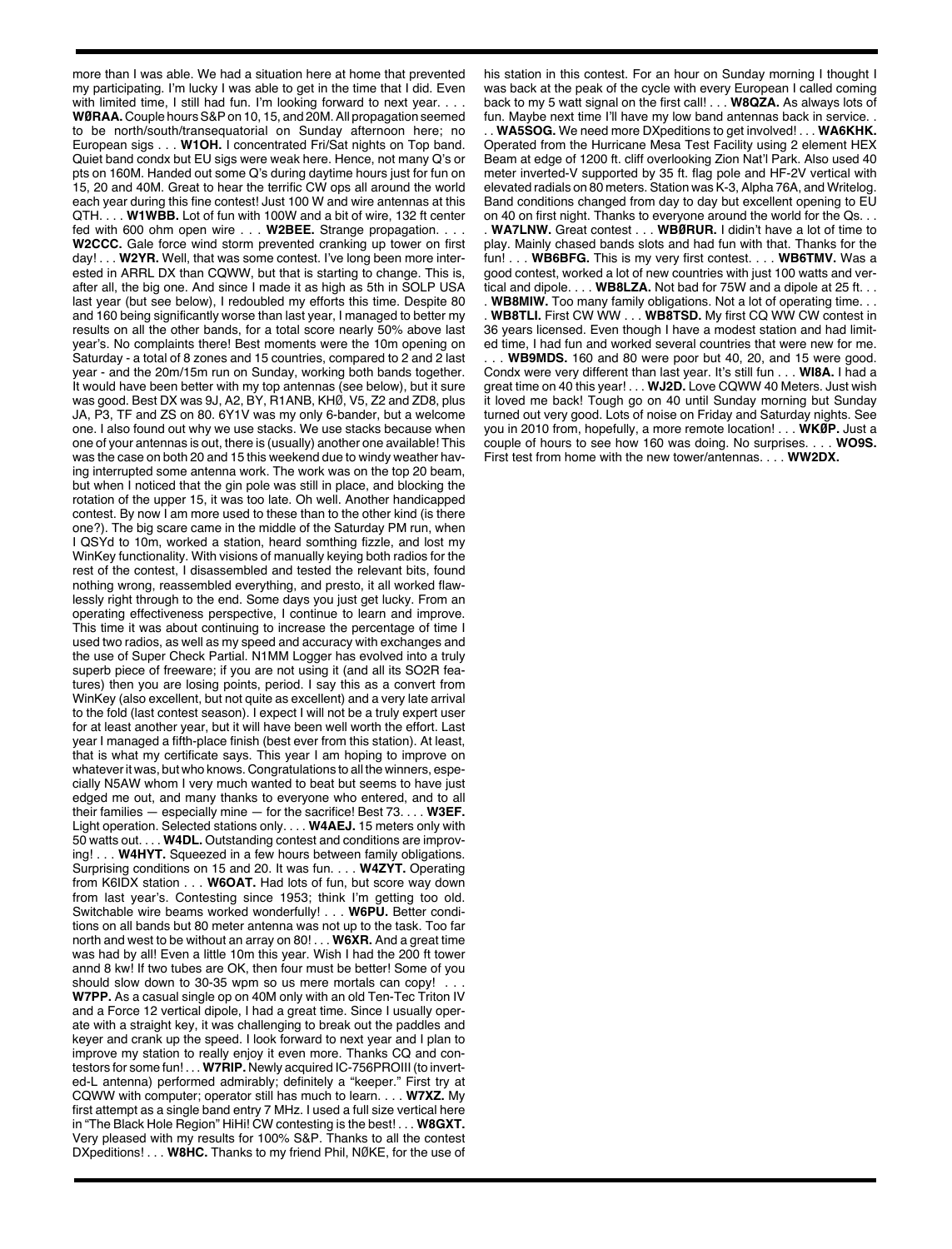more than I was able. We had a situation here at home that prevented my participating. I'm lucky I was able to get in the time that I did. Even with limited time, I still had fun. I'm looking forward to next year. . . . **WØRAA.** Couple hours S&P on 10, 15, and 20M. All propagation seemed to be north/south/transequatorial on Sunday afternoon here; no European sigs . . . **W1OH.** I concentrated Fri/Sat nights on Top band. Quiet band condx but EU sigs were weak here. Hence, not many Q's or pts on 160M. Handed out some Q's during daytime hours just for fun on 15, 20 and 40M. Great to hear the terrific CW ops all around the world each year during this fine contest! Just 100 W and wire antennas at this QTH. . . . **W1WBB.** Lot of fun with 100W and a bit of wire, 132 ft center fed with 600 ohm open wire . . . **W2BEE.** Strange propagation. . . . **W2CCC.** Gale force wind storm prevented cranking up tower on first day! . . . **W2YR.** Well, that was some contest. I've long been more interested in ARRL DX than CQWW, but that is starting to change. This is, after all, the big one. And since I made it as high as 5th in SOLP USA last year (but see below), I redoubled my efforts this time. Despite 80 and 160 being significantly worse than last year, I managed to better my results on all the other bands, for a total score nearly 50% above last year's. No complaints there! Best moments were the 10m opening on Saturday - a total of 8 zones and 15 countries, compared to 2 and 2 last year - and the 20m/15m run on Sunday, working both bands together. It would have been better with my top antennas (see below), but it sure was good. Best DX was 9J, A2, BY, R1ANB, KHØ, V5, Z2 and ZD8, plus JA, P3, TF and ZS on 80. 6Y1V was my only 6-bander, but a welcome one. I also found out why we use stacks. We use stacks because when one of your antennas is out, there is (usually) another one available! This was the case on both 20 and 15 this weekend due to windy weather having interrupted some antenna work. The work was on the top 20 beam, but when I noticed that the gin pole was still in place, and blocking the rotation of the upper 15, it was too late. Oh well. Another handicapped contest. By now I am more used to these than to the other kind (is there one?). The big scare came in the middle of the Saturday PM run, when I QSYd to 10m, worked a station, heard somthing fizzle, and lost my WinKey functionality. With visions of manually keying both radios for the rest of the contest, I disassembled and tested the relevant bits, found nothing wrong, reassembled everything, and presto, it all worked flawlessly right through to the end. Some days you just get lucky. From an operating effectiveness perspective, I continue to learn and improve. This time it was about continuing to increase the percentage of time I used two radios, as well as my speed and accuracy with exchanges and the use of Super Check Partial. N1MM Logger has evolved into a truly superb piece of freeware; if you are not using it (and all its SO2R features) then you are losing points, period. I say this as a convert from WinKey (also excellent, but not quite as excellent) and a very late arrival to the fold (last contest season). I expect I will not be a truly expert user for at least another year, but it will have been well worth the effort. Last year I managed a fifth-place finish (best ever from this station). At least, that is what my certificate says. This year I am hoping to improve on whatever it was, but who knows. Congratulations to all the winners, especially N5AW whom I very much wanted to beat but seems to have just edged me out, and many thanks to everyone who entered, and to all their families — especially mine — for the sacrifice! Best 73. . . . **W3EF.** Light operation. Selected stations only. . . . **W4AEJ.** 15 meters only with 50 watts out. . . . **W4DL.** Outstanding contest and conditions are improving! . . . **W4HYT.** Squeezed in a few hours between family obligations. Surprising conditions on 15 and 20. It was fun. . . . **W4ZYT.** Operating from K6IDX station . . . **W6OAT.** Had lots of fun, but score way down from last year's. Contesting since 1953; think I'm getting too old. Switchable wire beams worked wonderfully! . . . **W6PU.** Better conditions on all bands but 80 meter antenna was not up to the task. Too far north and west to be without an array on 80! . . . **W6XR.** And a great time was had by all! Even a little 10m this year. Wish I had the 200 ft tower annd 8 kw! If two tubes are OK, then four must be better! Some of you should slow down to 30-35 wpm so us mere mortals can copy! . . . **W7PP.** As a casual single op on 40M only with an old Ten-Tec Triton IV and a Force 12 vertical dipole, I had a great time. Since I usually operate with a straight key, it was challenging to break out the paddles and keyer and crank up the speed. I look forward to next year and I plan to improve my station to really enjoy it even more. Thanks CQ and contestors for some fun! . . . **W7RIP.** Newly acquired IC-756PROIII (to inverted-L antenna) performed admirably; definitely a "keeper." First try at CQWW with computer; operator still has much to learn. . . . **W7XZ.** My first attempt as a single band entry 7 MHz. I used a full size vertical here in "The Black Hole Region" HiHi! CW contesting is the best! . . . **W8GXT.** Very pleased with my results for 100% S&P. Thanks to all the contest DXpeditions! . . . **W8HC.** Thanks to my friend Phil, NØKE, for the use of his station in this contest. For an hour on Sunday morning I thought I was back at the peak of the cycle with every European I called coming back to my 5 watt signal on the first call! . . . **W8QZA.** As always lots of fun. Maybe next time I'll have my low band antennas back in service. . . . **WA5SOG.** We need more DXpeditions to get involved! . . . **WA6KHK.** Operated from the Hurricane Mesa Test Facility using 2 element HEX Beam at edge of 1200 ft. cliff overlooking Zion Nat'l Park. Also used 40 meter inverted-V supported by 35 ft. flag pole and HF-2V vertical with elevated radials on 80 meters. Station was K-3, Alpha 76A, and Writelog. Band conditions changed from day to day but excellent opening to EU on 40 on first night. Thanks to everyone around the world for the Qs. . . . **WA7LNW.** Great contest . . . **WBØRUR.** I didn't have a lot of time to play. Mainly chased bands slots and had fun with that. Thanks for the fun! . . . **WB6BFG.** This is my very first contest. . . . **WB6TMV.** Was a good contest, worked a lot of new countries with just 100 watts and vertical and dipole. . . . **WB8LZA.** Not bad for 75W and a dipole at 25 ft. . . . **WB8MIW.** Too many family obligations. Not a lot of operating time. . . . **WB8TLI.** First CW WW . . . **WB8TSD.** My first CQ WW CW contest in 36 years licensed. Even though I have a modest station and had limited time, I had fun and worked several countries that were new for me. . . . **WB9MDS.** 160 and 80 were poor but 40, 20, and 15 were good. Condx were very different than last year. It's still fun . . . **WI8A.** I had a great time on 40 this year! . . . **WJ2D.** Love CQWW 40 Meters. Just wish it loved me back! Tough go on 40 until Sunday morning but Sunday turned out very good. Lots of noise on Friday and Saturday nights. See you in 2010 from, hopefully, a more remote location! . . . **WKØP.** Just a couple of hours to see how 160 was doing. No surprises. . . . **WO9S.** First test from home with the new tower/antennas. . . . **WW2DX.**